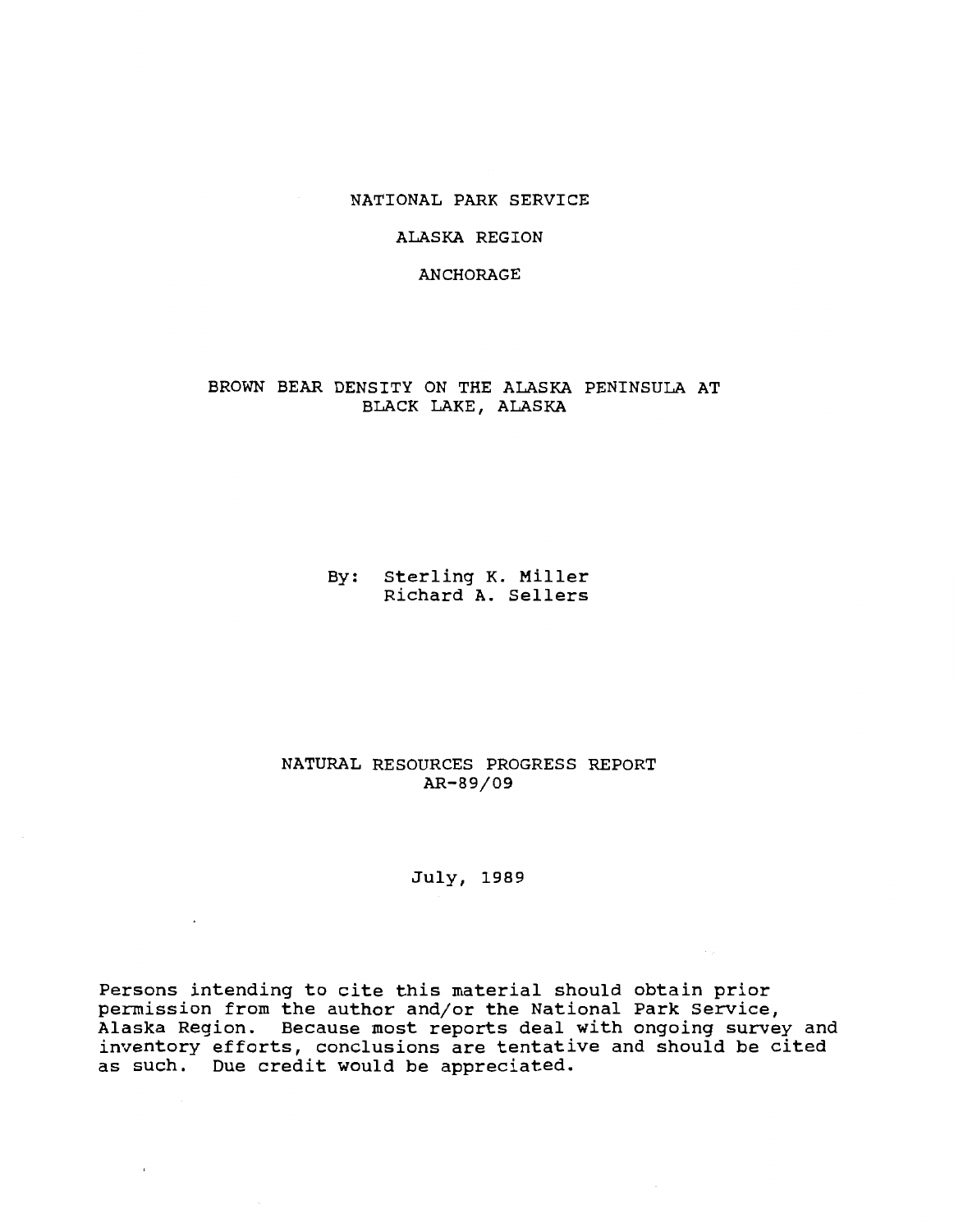NATIONAL PARK SERVICE

ALASKA REGION

ANCHORAGE

# BROWN BEAR DENSITY ON THE ALASKA PENINSULA AT BLACK LAKE, ALASKA

By: Sterling K. Miller
Richard A. Sellers

NATURAL RESOURCES PROGRESS REPORT
AR-89/09

July, 1989

Persons intending to cite this material should obtain prior permission from the author and/or the National Park Service, Alaska Region. Because most reports deal with ongoing survey and inventory efforts, conclusions are tentative and should be cited as such. Due credit would be appreciated.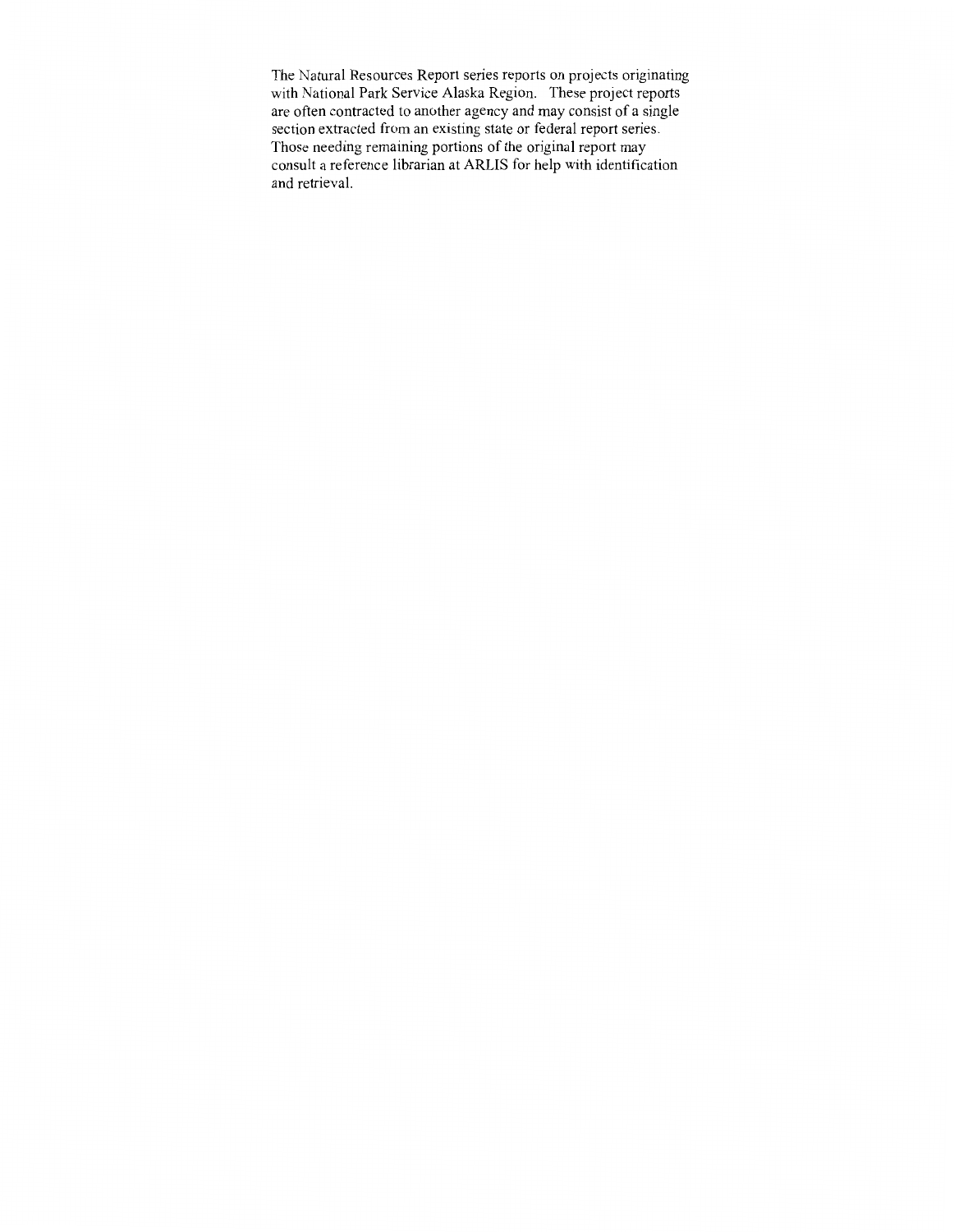The Natural Resources Report series reports on projects originating with National Park Service Alaska Region. These project reports are often contracted to another agency and may consist of a single section extracted from an existing state or federal report series. Those needing remaining portions of the original report may consult a reference librarian at ARLIS for help with identification and retrieval.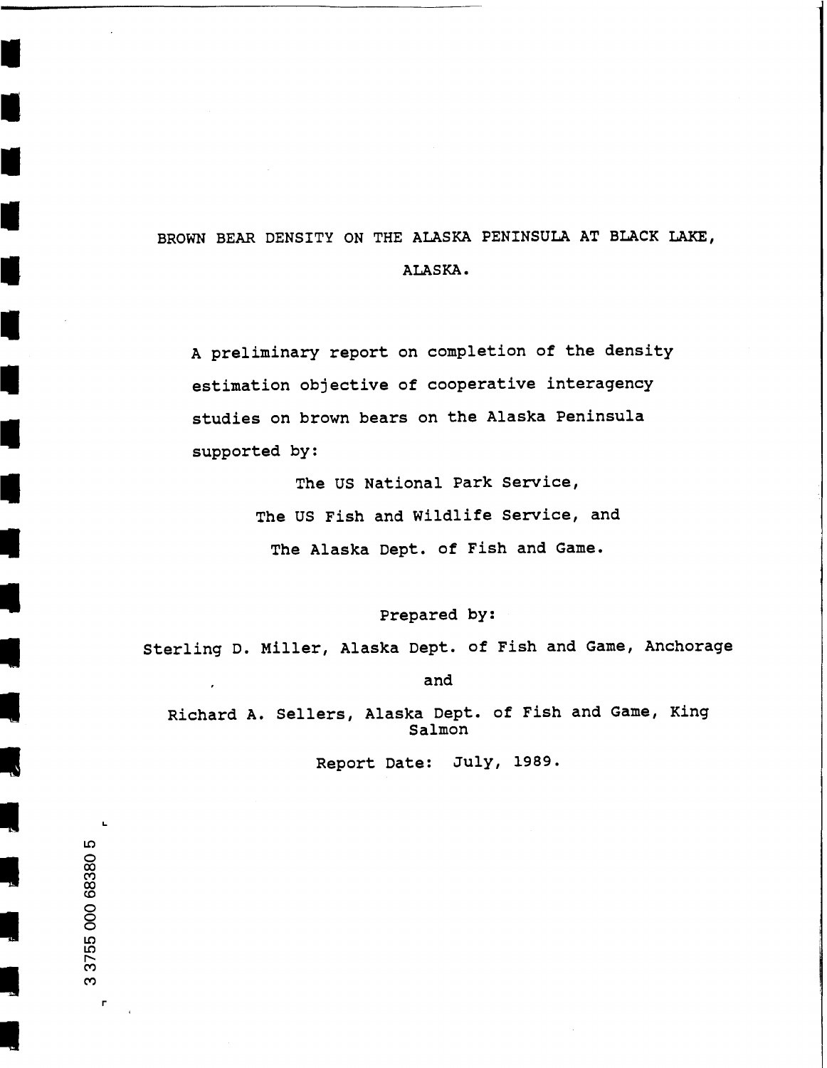# BROWN BEAR DENSITY ON THE ALASKA PENINSULA AT BLACK LAKE, ALASKA.

A preliminary report on completion of the density estimation objective of cooperative interagency studies on brown bears on the Alaska Peninsula supported by:

The US National Park Service,
The US Fish and Wildlife Service, and
The Alaska Dept. of Fish and Game.

Prepared by:

Sterling D. Miller, Alaska Dept. of Fish and Game, Anchorage

and

Richard A. Sellers, Alaska Dept. of Fish and Game, King Salmon

Report Date: July, 1989.

3 3755 000 68380 5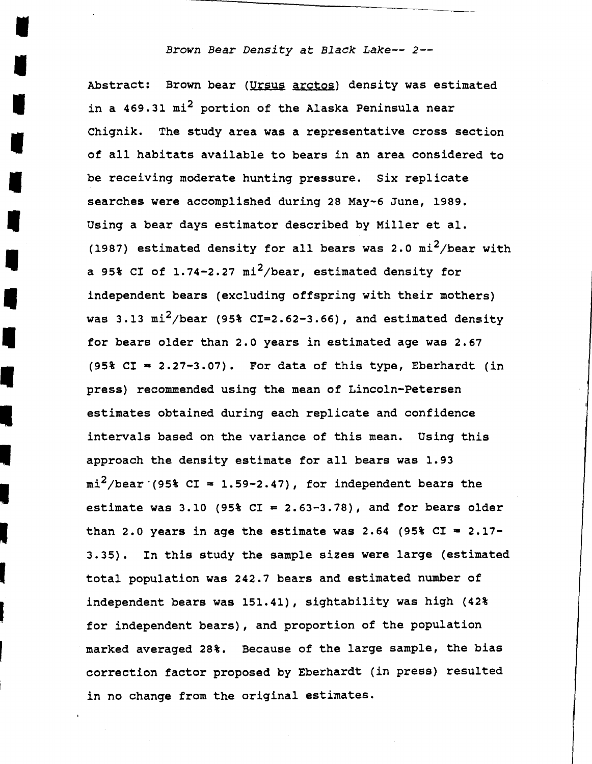Abstract: Brown bear (Ursus arctos) density was estimated in a 469.31 $mi^2$ portion of the Alaska Peninsula near Chignik. The study area was a representative cross section of all habitats available to bears in an area considered to be receiving moderate hunting pressure. Six replicate searches were accomplished during 28 May-6 June, 1989. Using a bear days estimator described by Miller et al. (1987) estimated density for all bears was 2.0 $mi^2$/bear with a 95% CI of 1.74-2.27 $mi^2$/bear, estimated density for independent bears (excluding offspring with their mothers) was 3.13 $mi^2$/bear (95% CI=2.62-3.66), and estimated density for bears older than 2.0 years in estimated age was 2.67 (95% CI = 2.27-3.07). For data of this type, Eberhardt (in press) recommended using the mean of Lincoln-Petersen estimates obtained during each replicate and confidence intervals based on the variance of this mean. Using this approach the density estimate for all bears was 1.93 $mi^2$/bear (95% CI = 1.59-2.47), for independent bears the estimate was 3.10 (95% CI = 2.63-3.78), and for bears older than 2.0 years in age the estimate was 2.64 (95% CI = 2.17-3.35). In this study the sample sizes were large (estimated total population was 242.7 bears and estimated number of independent bears was 151.41), sightability was high (42% for independent bears), and proportion of the population marked averaged 28%. Because of the large sample, the bias correction factor proposed by Eberhardt (in press) resulted in no change from the original estimates.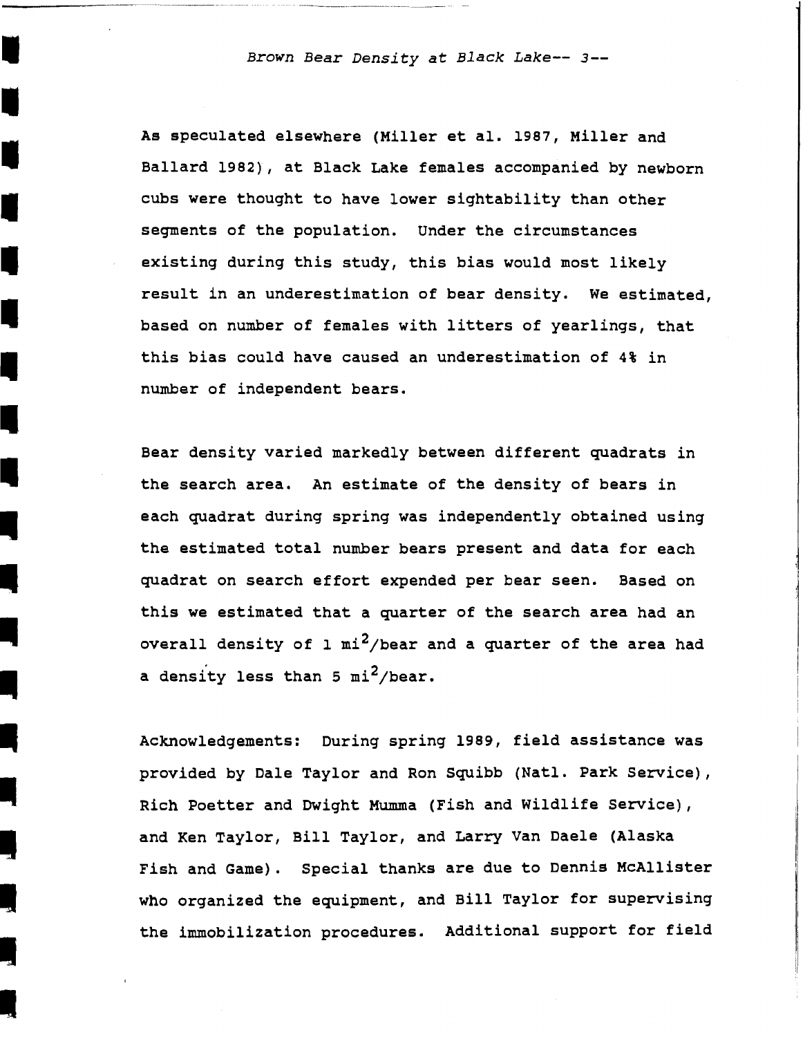As speculated elsewhere (Miller et al. 1987, Miller and Ballard 1982), at Black Lake females accompanied by newborn cubs were thought to have lower sightability than other segments of the population. Under the circumstances existing during this study, this bias would most likely result in an underestimation of bear density. We estimated, based on number of females with litters of yearlings, that this bias could have caused an underestimation of 4% in number of independent bears.

Bear density varied markedly between different quadrats in the search area. An estimate of the density of bears in each quadrat during spring was independently obtained using the estimated total number bears present and data for each quadrat on search effort expended per bear seen. Based on this we estimated that a quarter of the search area had an overall density of 1 $mi^2$/bear and a quarter of the area had a density less than 5 $mi^2$/bear.

Acknowledgements: During spring 1989, field assistance was provided by Dale Taylor and Ron Squibb (Natl. Park Service), Rich Poetter and Dwight Mumma (Fish and Wildlife Service), and Ken Taylor, Bill Taylor, and Larry Van Daele (Alaska Fish and Game). Special thanks are due to Dennis McAllister who organized the equipment, and Bill Taylor for supervising the immobilization procedures. Additional support for field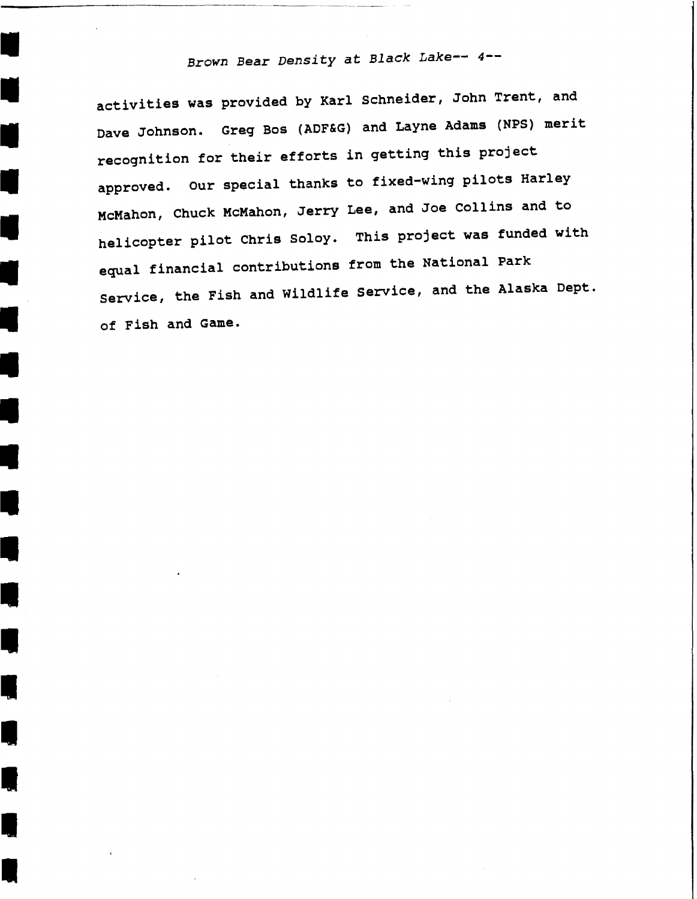activities was provided by Karl Schneider, John Trent, and Dave Johnson. Greg Bos (ADF&G) and Layne Adams (NPS) merit recognition for their efforts in getting this project approved. Our special thanks to fixed-wing pilots Harley McMahon, Chuck McMahon, Jerry Lee, and Joe Collins and to helicopter pilot Chris Soloy. This project was funded with equal financial contributions from the National Park Service, the Fish and Wildlife Service, and the Alaska Dept. of Fish and Game.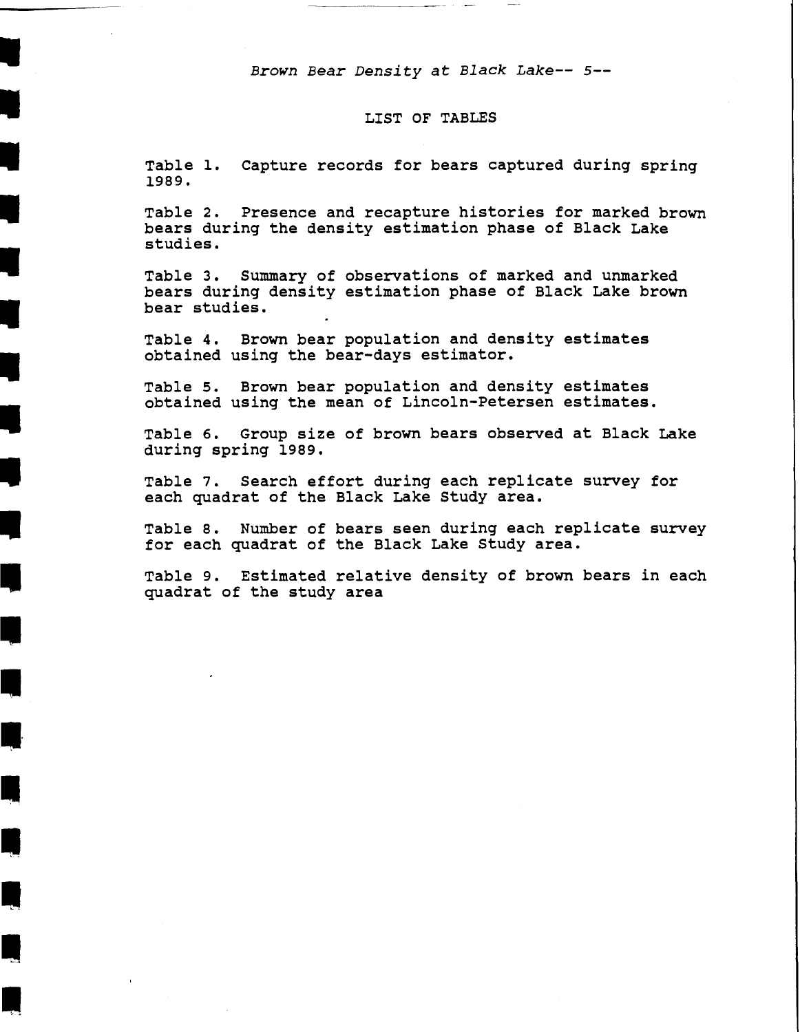## LIST OF TABLES

Table 1. Capture records for bears captured during spring 1989.

Table 2. Presence and recapture histories for marked brown bears during the density estimation phase of Black Lake studies.

Table 3. Summary of observations of marked and unmarked bears during density estimation phase of Black Lake brown bear studies.

Table 4. Brown bear population and density estimates obtained using the bear-days estimator.

Table 5. Brown bear population and density estimates obtained using the mean of Lincoln-Petersen estimates.

Table 6. Group size of brown bears observed at Black Lake during spring 1989.

Table 7. Search effort during each replicate survey for each quadrat of the Black Lake Study area.

Table 8. Number of bears seen during each replicate survey for each quadrat of the Black Lake Study area.

Table 9. Estimated relative density of brown bears in each quadrat of the study area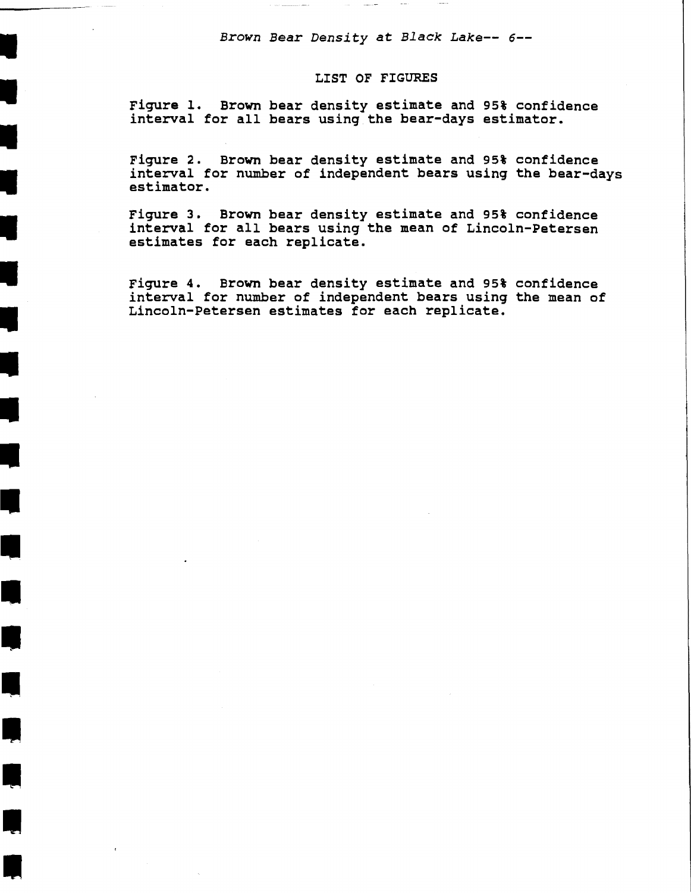## LIST OF FIGURES

Figure 1. Brown bear density estimate and 95% confidence interval for all bears using the bear-days estimator.

Figure 2. Brown bear density estimate and 95% confidence interval for number of independent bears using the bear-days estimator.

Figure 3. Brown bear density estimate and 95% confidence interval for all bears using the mean of Lincoln-Petersen estimates for each replicate.

Figure 4. Brown bear density estimate and 95% confidence interval for number of independent bears using the mean of Lincoln-Petersen estimates for each replicate.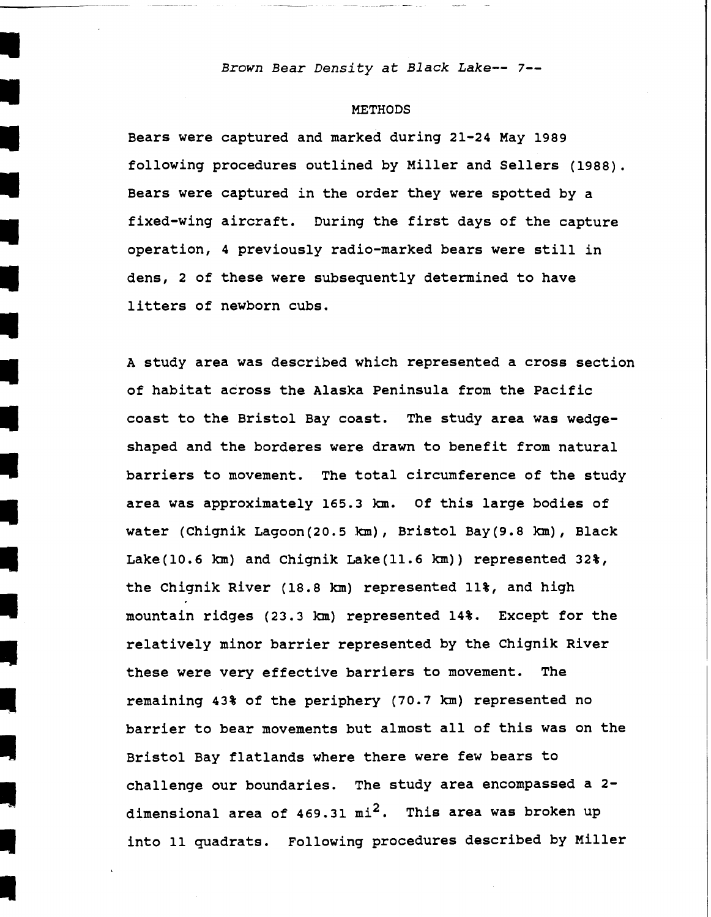## METHODS

Bears were captured and marked during 21-24 May 1989 following procedures outlined by Miller and Sellers (1988). Bears were captured in the order they were spotted by a fixed-wing aircraft. During the first days of the capture operation, 4 previously radio-marked bears were still in dens, 2 of these were subsequently determined to have litters of newborn cubs.

A study area was described which represented a cross section of habitat across the Alaska Peninsula from the Pacific coast to the Bristol Bay coast. The study area was wedge-shaped and the borderes were drawn to benefit from natural barriers to movement. The total circumference of the study area was approximately 165.3 km. Of this large bodies of water (Chignik Lagoon(20.5 km), Bristol Bay(9.8 km), Black Lake(10.6 km) and Chignik Lake(11.6 km)) represented 32%, the Chignik River (18.8 km) represented 11%, and high mountain ridges (23.3 km) represented 14%. Except for the relatively minor barrier represented by the Chignik River these were very effective barriers to movement. The remaining 43% of the periphery (70.7 km) represented no barrier to bear movements but almost all of this was on the Bristol Bay flatlands where there were few bears to challenge our boundaries. The study area encompassed a 2-dimensional area of 469.31 $mi^2$. This area was broken up into 11 quadrats. Following procedures described by Miller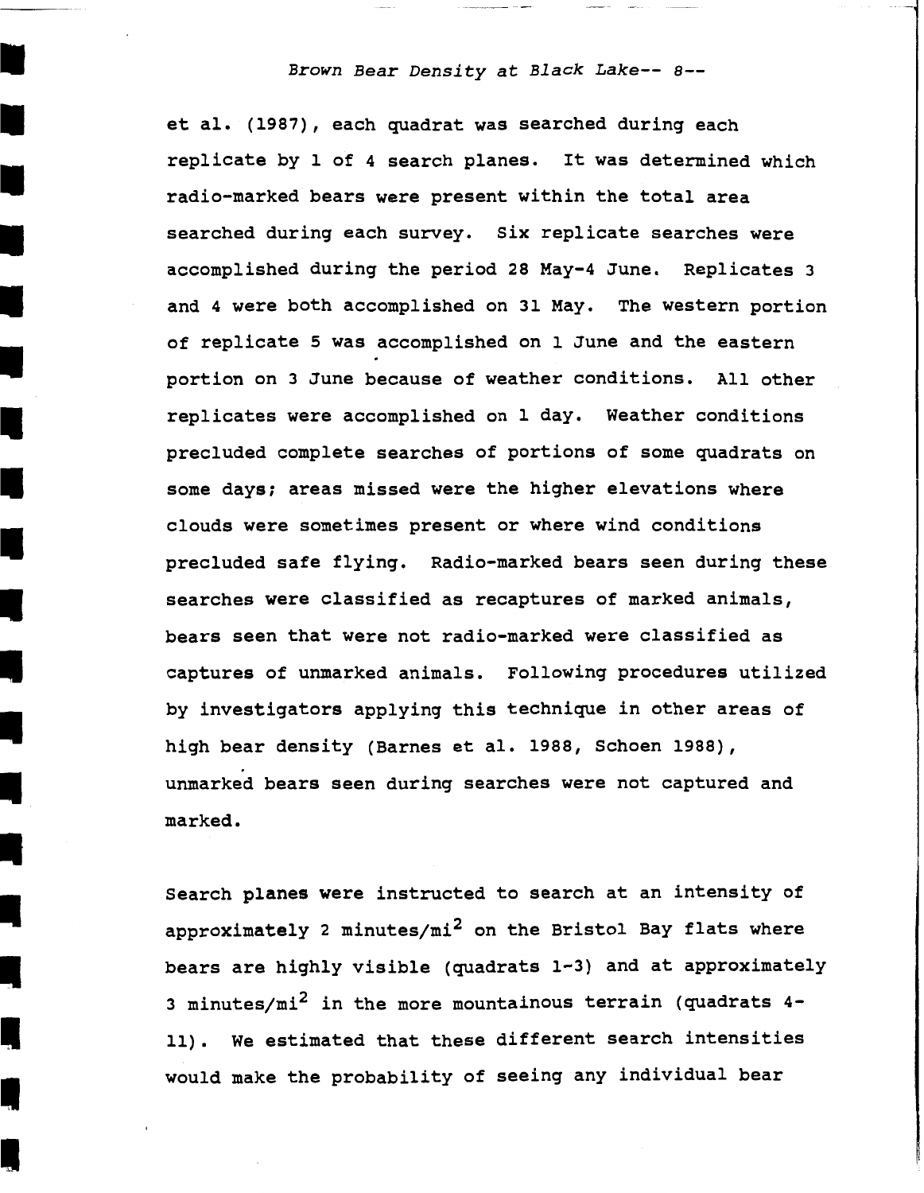et al. (1987), each quadrat was searched during each replicate by 1 of 4 search planes. It was determined which radio-marked bears were present within the total area searched during each survey. Six replicate searches were accomplished during the period 28 May-4 June. Replicates 3 and 4 were both accomplished on 31 May. The western portion of replicate 5 was accomplished on 1 June and the eastern portion on 3 June because of weather conditions. All other replicates were accomplished on 1 day. Weather conditions precluded complete searches of portions of some quadrats on some days; areas missed were the higher elevations where clouds were sometimes present or where wind conditions precluded safe flying. Radio-marked bears seen during these searches were classified as recaptures of marked animals, bears seen that were not radio-marked were classified as captures of unmarked animals. Following procedures utilized by investigators applying this technique in other areas of high bear density (Barnes et al. 1988, Schoen 1988), unmarked bears seen during searches were not captured and marked.

Search planes were instructed to search at an intensity of approximately 2 minutes/mi$^2$ on the Bristol Bay flats where bears are highly visible (quadrats 1-3) and at approximately 3 minutes/mi$^2$ in the more mountainous terrain (quadrats 4-11). We estimated that these different search intensities would make the probability of seeing any individual bear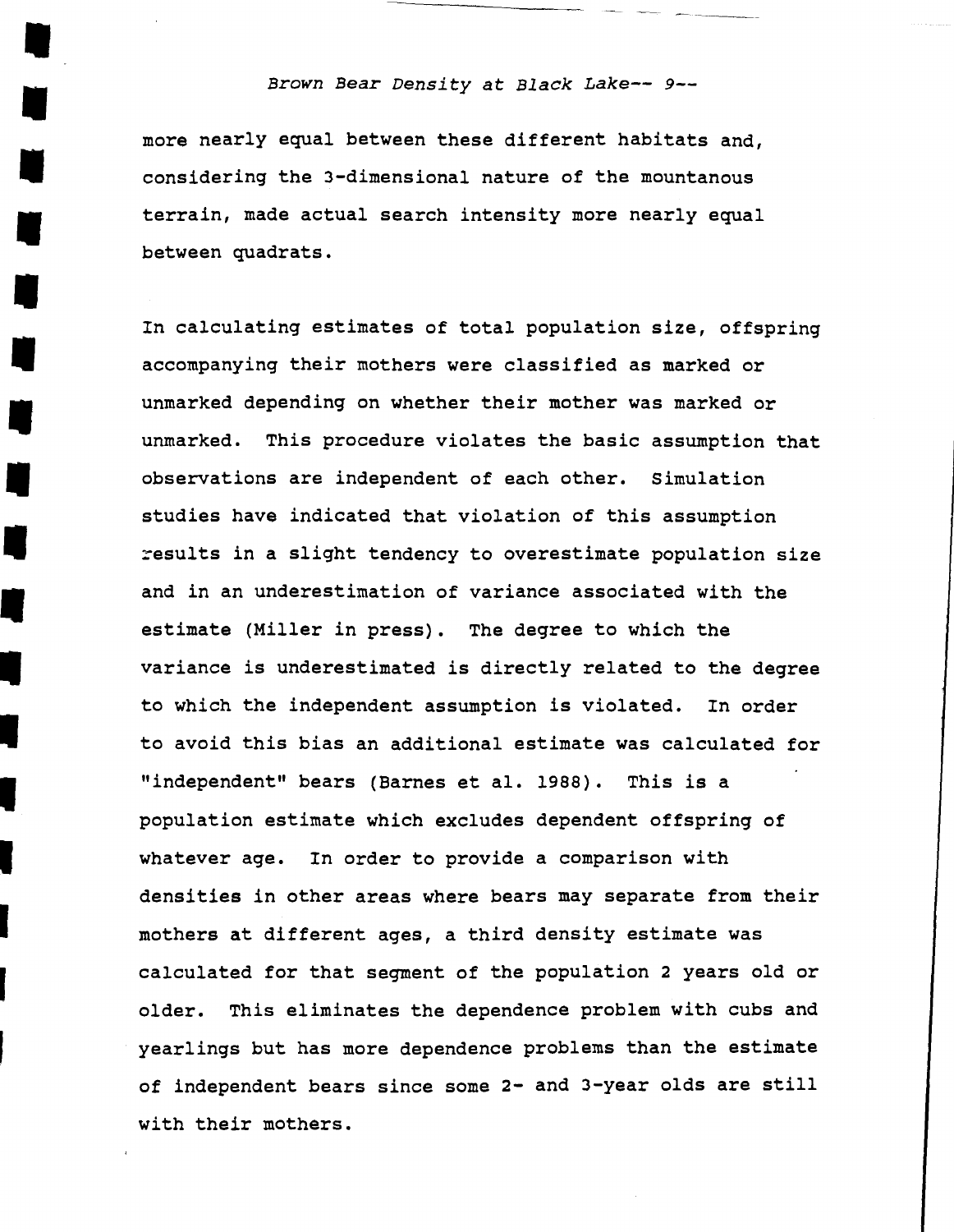more nearly equal between these different habitats and, considering the 3-dimensional nature of the mountanous terrain, made actual search intensity more nearly equal between quadrats.

In calculating estimates of total population size, offspring accompanying their mothers were classified as marked or unmarked depending on whether their mother was marked or unmarked. This procedure violates the basic assumption that observations are independent of each other. Simulation studies have indicated that violation of this assumption results in a slight tendency to overestimate population size and in an underestimation of variance associated with the estimate (Miller in press). The degree to which the variance is underestimated is directly related to the degree to which the independent assumption is violated. In order to avoid this bias an additional estimate was calculated for "independent" bears (Barnes et al. 1988). This is a population estimate which excludes dependent offspring of whatever age. In order to provide a comparison with densities in other areas where bears may separate from their mothers at different ages, a third density estimate was calculated for that segment of the population 2 years old or older. This eliminates the dependence problem with cubs and yearlings but has more dependence problems than the estimate of independent bears since some 2- and 3-year olds are still with their mothers.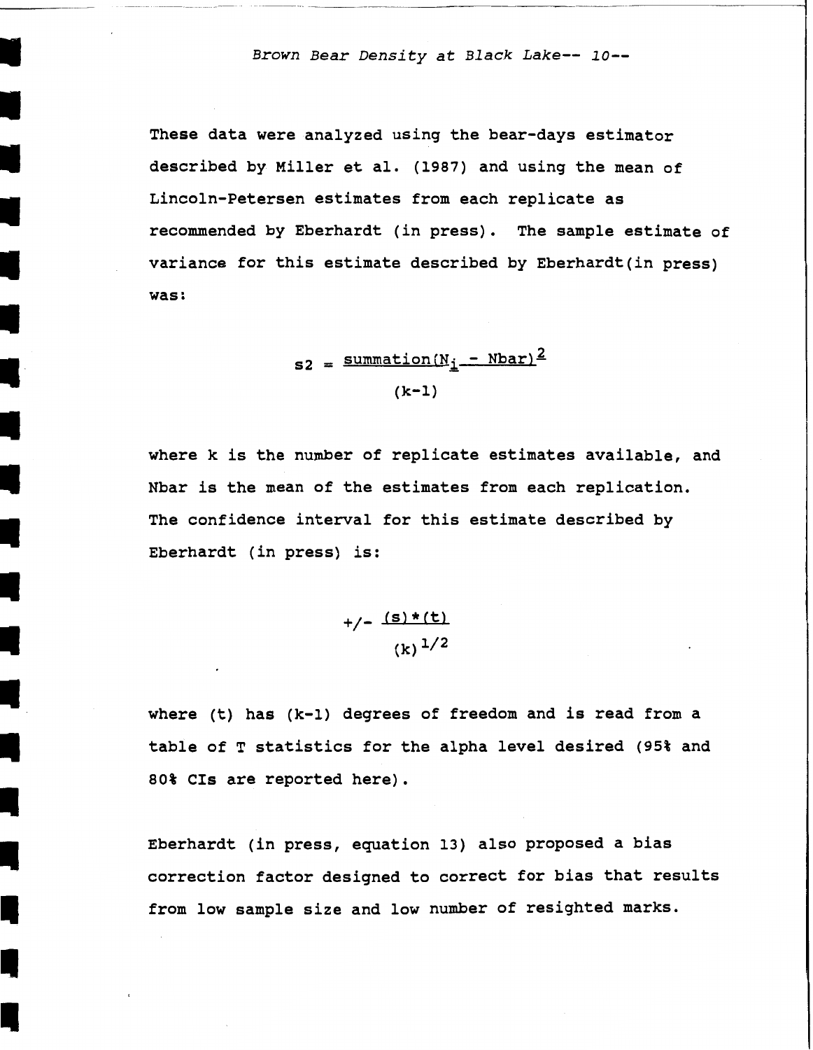These data were analyzed using the bear-days estimator described by Miller et al. (1987) and using the mean of Lincoln-Petersen estimates from each replicate as recommended by Eberhardt (in press). The sample estimate of variance for this estimate described by Eberhardt(in press) was:

$$s2 = \frac{\text{summation}(N_i - \text{Nbar})^2}{(k-1)}$$

where k is the number of replicate estimates available, and Nbar is the mean of the estimates from each replication. The confidence interval for this estimate described by Eberhardt (in press) is:

$$+/- \frac{(s)*(t)}{(k)^{1/2}}$$

where (t) has (k-1) degrees of freedom and is read from a table of T statistics for the alpha level desired (95% and 80% CIs are reported here).

Eberhardt (in press, equation 13) also proposed a bias correction factor designed to correct for bias that results from low sample size and low number of resighted marks.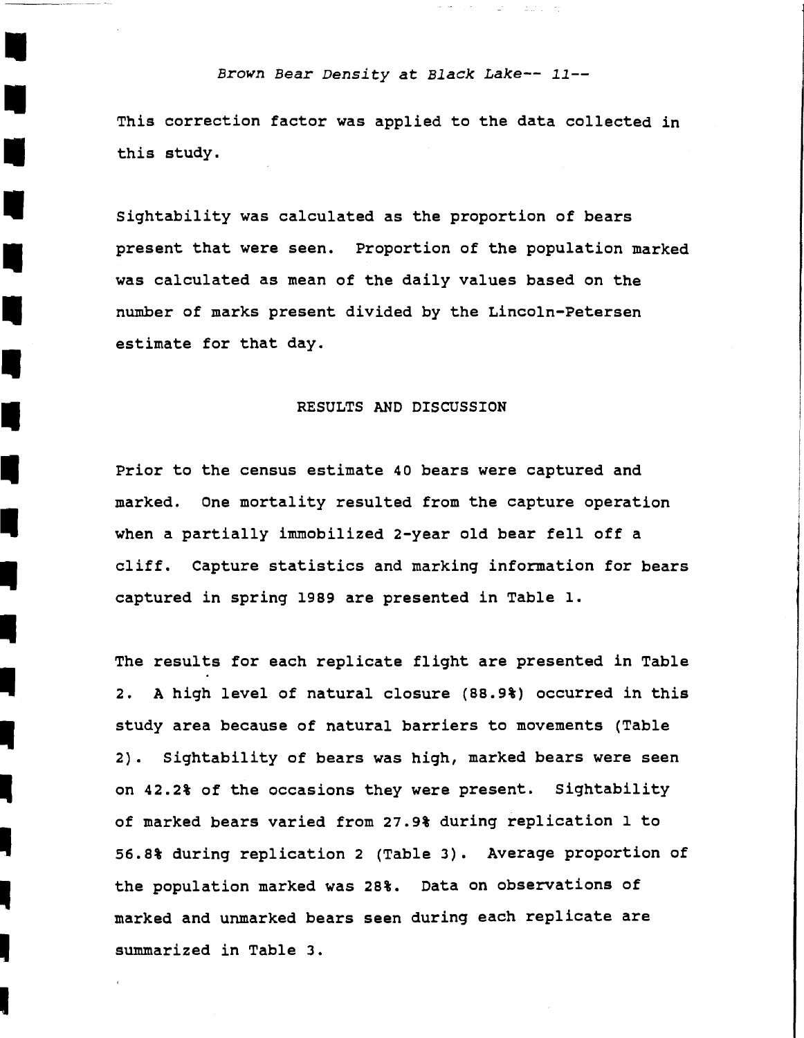This correction factor was applied to the data collected in this study.

Sightability was calculated as the proportion of bears present that were seen. Proportion of the population marked was calculated as mean of the daily values based on the number of marks present divided by the Lincoln-Petersen estimate for that day.

## RESULTS AND DISCUSSION

Prior to the census estimate 40 bears were captured and marked. One mortality resulted from the capture operation when a partially immobilized 2-year old bear fell off a cliff. Capture statistics and marking information for bears captured in spring 1989 are presented in Table 1.

The results for each replicate flight are presented in Table 2. A high level of natural closure (88.9%) occurred in this study area because of natural barriers to movements (Table 2). Sightability of bears was high, marked bears were seen on 42.2% of the occasions they were present. Sightability of marked bears varied from 27.9% during replication 1 to 56.8% during replication 2 (Table 3). Average proportion of the population marked was 28%. Data on observations of marked and unmarked bears seen during each replicate are summarized in Table 3.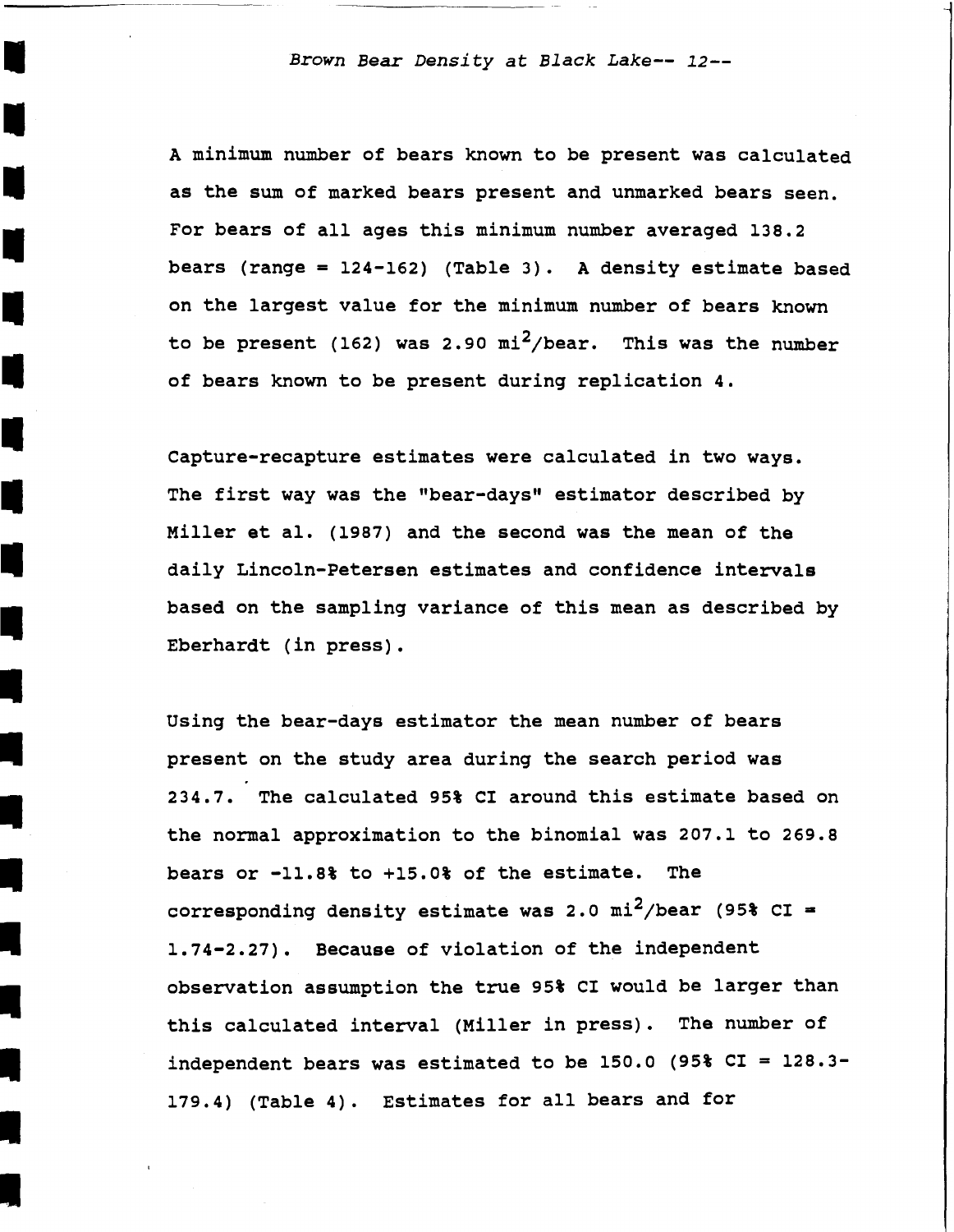A minimum number of bears known to be present was calculated as the sum of marked bears present and unmarked bears seen. For bears of all ages this minimum number averaged 138.2 bears (range = 124-162) (Table 3). A density estimate based on the largest value for the minimum number of bears known to be present (162) was 2.90 $mi^2$/bear. This was the number of bears known to be present during replication 4.

Capture-recapture estimates were calculated in two ways. The first way was the "bear-days" estimator described by Miller et al. (1987) and the second was the mean of the daily Lincoln-Petersen estimates and confidence intervals based on the sampling variance of this mean as described by Eberhardt (in press).

Using the bear-days estimator the mean number of bears present on the study area during the search period was 234.7. The calculated 95% CI around this estimate based on the normal approximation to the binomial was 207.1 to 269.8 bears or -11.8% to +15.0% of the estimate. The corresponding density estimate was 2.0 $mi^2$/bear (95% CI = 1.74-2.27). Because of violation of the independent observation assumption the true 95% CI would be larger than this calculated interval (Miller in press). The number of independent bears was estimated to be 150.0 (95% CI = 128.3-179.4) (Table 4). Estimates for all bears and for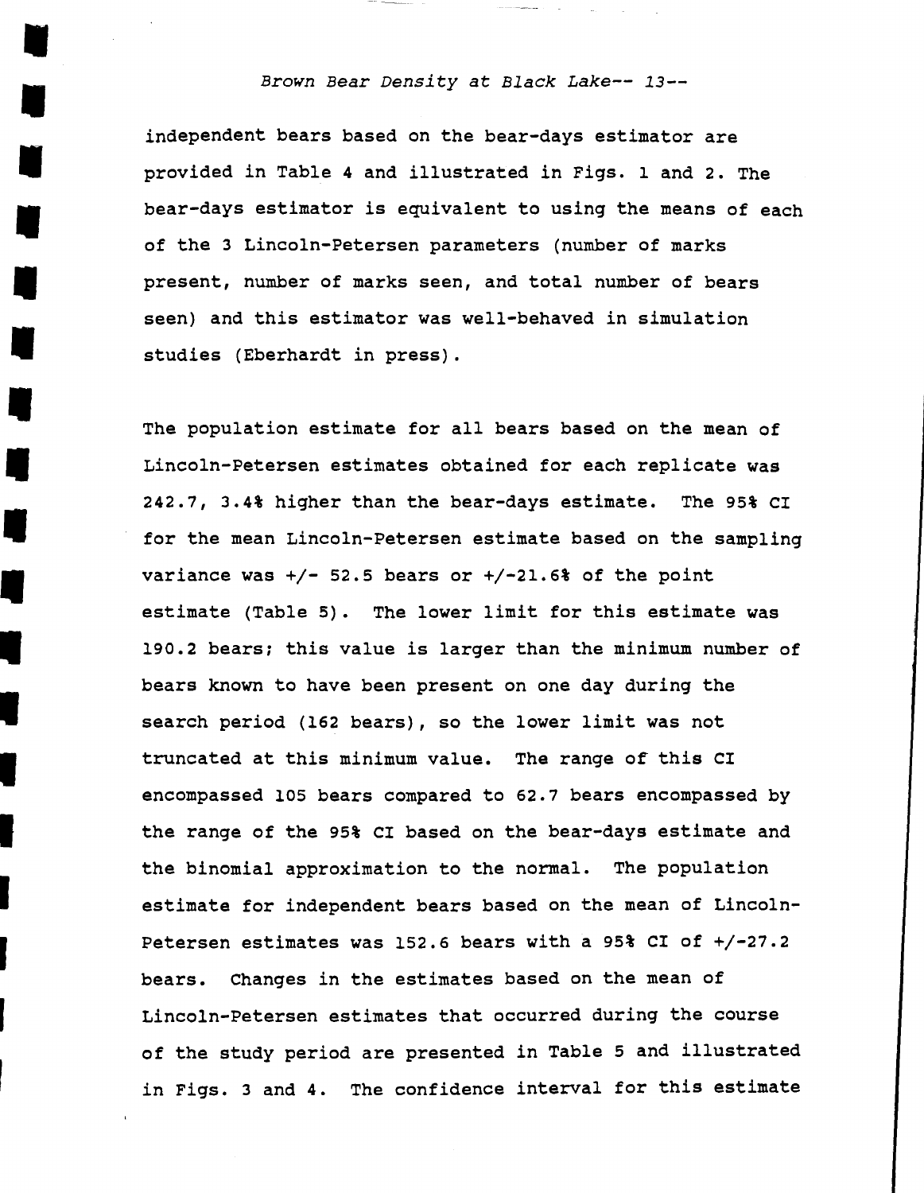independent bears based on the bear-days estimator are provided in Table 4 and illustrated in Figs. 1 and 2. The bear-days estimator is equivalent to using the means of each of the 3 Lincoln-Petersen parameters (number of marks present, number of marks seen, and total number of bears seen) and this estimator was well-behaved in simulation studies (Eberhardt in press).

The population estimate for all bears based on the mean of Lincoln-Petersen estimates obtained for each replicate was 242.7, 3.4% higher than the bear-days estimate. The 95% CI for the mean Lincoln-Petersen estimate based on the sampling variance was +/- 52.5 bears or +/-21.6% of the point estimate (Table 5). The lower limit for this estimate was 190.2 bears; this value is larger than the minimum number of bears known to have been present on one day during the search period (162 bears), so the lower limit was not truncated at this minimum value. The range of this CI encompassed 105 bears compared to 62.7 bears encompassed by the range of the 95% CI based on the bear-days estimate and the binomial approximation to the normal. The population estimate for independent bears based on the mean of Lincoln-Petersen estimates was 152.6 bears with a 95% CI of +/-27.2 bears. Changes in the estimates based on the mean of Lincoln-Petersen estimates that occurred during the course of the study period are presented in Table 5 and illustrated in Figs. 3 and 4. The confidence interval for this estimate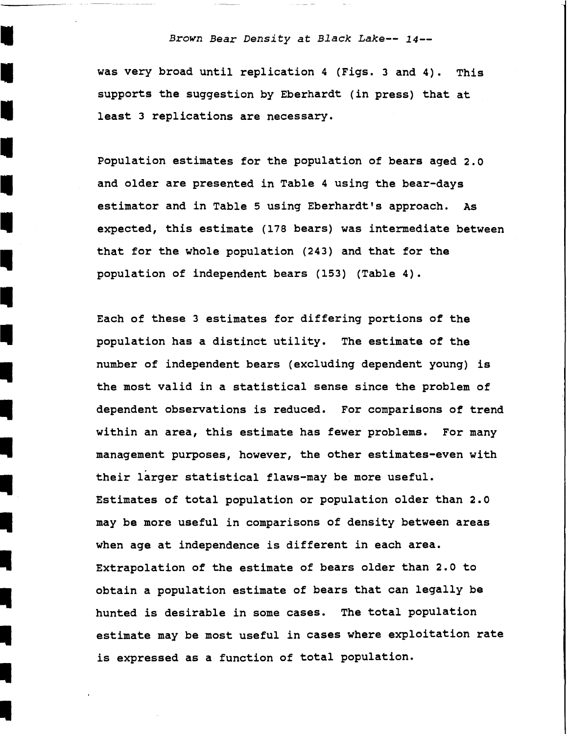was very broad until replication 4 (Figs. 3 and 4). This supports the suggestion by Eberhardt (in press) that at least 3 replications are necessary.

Population estimates for the population of bears aged 2.0 and older are presented in Table 4 using the bear-days estimator and in Table 5 using Eberhardt's approach. As expected, this estimate (178 bears) was intermediate between that for the whole population (243) and that for the population of independent bears (153) (Table 4).

Each of these 3 estimates for differing portions of the population has a distinct utility. The estimate of the number of independent bears (excluding dependent young) is the most valid in a statistical sense since the problem of dependent observations is reduced. For comparisons of trend within an area, this estimate has fewer problems. For many management purposes, however, the other estimates-even with their larger statistical flaws-may be more useful. Estimates of total population or population older than 2.0 may be more useful in comparisons of density between areas when age at independence is different in each area. Extrapolation of the estimate of bears older than 2.0 to obtain a population estimate of bears that can legally be hunted is desirable in some cases. The total population estimate may be most useful in cases where exploitation rate is expressed as a function of total population.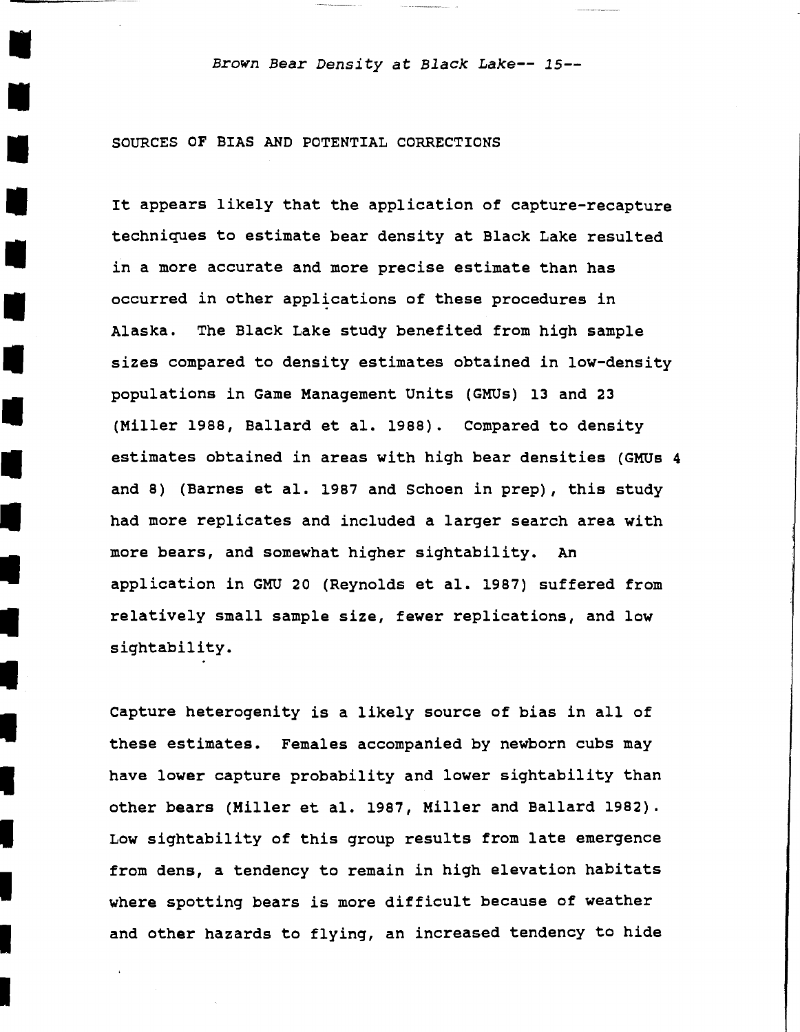## SOURCES OF BIAS AND POTENTIAL CORRECTIONS

It appears likely that the application of capture-recapture techniques to estimate bear density at Black Lake resulted in a more accurate and more precise estimate than has occurred in other applications of these procedures in Alaska. The Black Lake study benefited from high sample sizes compared to density estimates obtained in low-density populations in Game Management Units (GMUs) 13 and 23 (Miller 1988, Ballard et al. 1988). Compared to density estimates obtained in areas with high bear densities (GMUs 4 and 8) (Barnes et al. 1987 and Schoen in prep), this study had more replicates and included a larger search area with more bears, and somewhat higher sightability. An application in GMU 20 (Reynolds et al. 1987) suffered from relatively small sample size, fewer replications, and low sightability.

Capture heterogenity is a likely source of bias in all of these estimates. Females accompanied by newborn cubs may have lower capture probability and lower sightability than other bears (Miller et al. 1987, Miller and Ballard 1982). Low sightability of this group results from late emergence from dens, a tendency to remain in high elevation habitats where spotting bears is more difficult because of weather and other hazards to flying, an increased tendency to hide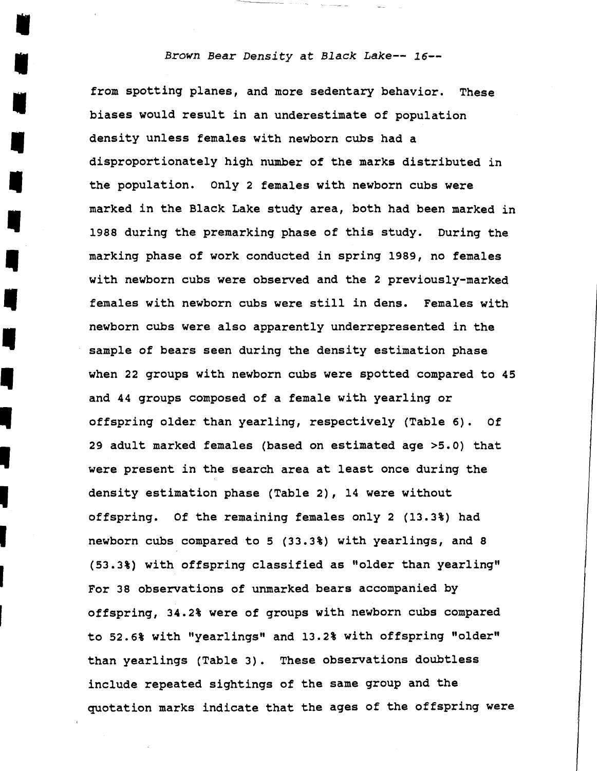from spotting planes, and more sedentary behavior. These biases would result in an underestimate of population density unless females with newborn cubs had a disproportionately high number of the marks distributed in the population. Only 2 females with newborn cubs were marked in the Black Lake study area, both had been marked in 1988 during the premarking phase of this study. During the marking phase of work conducted in spring 1989, no females with newborn cubs were observed and the 2 previously-marked females with newborn cubs were still in dens. Females with newborn cubs were also apparently underrepresented in the sample of bears seen during the density estimation phase when 22 groups with newborn cubs were spotted compared to 45 and 44 groups composed of a female with yearling or offspring older than yearling, respectively (Table 6). Of 29 adult marked females (based on estimated age >5.0) that were present in the search area at least once during the density estimation phase (Table 2), 14 were without offspring. Of the remaining females only 2 (13.3%) had newborn cubs compared to 5 (33.3%) with yearlings, and 8 (53.3%) with offspring classified as "older than yearling" For 38 observations of unmarked bears accompanied by offspring, 34.2% were of groups with newborn cubs compared to 52.6% with "yearlings" and 13.2% with offspring "older" than yearlings (Table 3). These observations doubtless include repeated sightings of the same group and the quotation marks indicate that the ages of the offspring were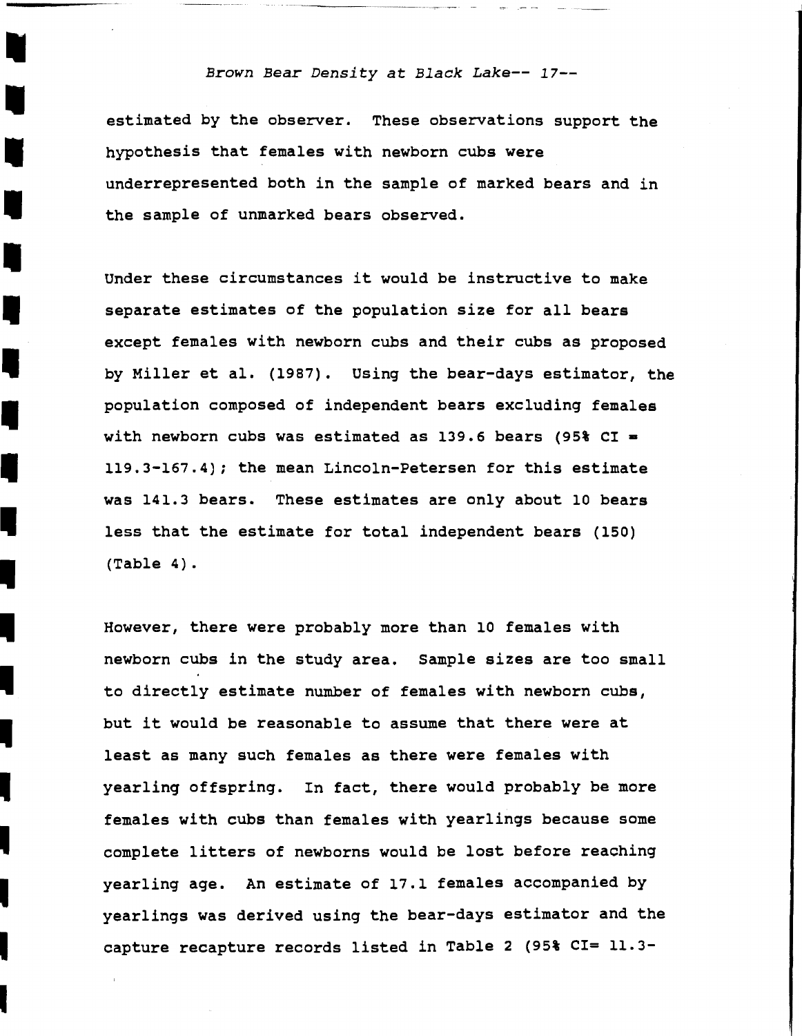estimated by the observer. These observations support the hypothesis that females with newborn cubs were underrepresented both in the sample of marked bears and in the sample of unmarked bears observed.

Under these circumstances it would be instructive to make separate estimates of the population size for all bears except females with newborn cubs and their cubs as proposed by Miller et al. (1987). Using the bear-days estimator, the population composed of independent bears excluding females with newborn cubs was estimated as 139.6 bears (95% CI = 119.3-167.4); the mean Lincoln-Petersen for this estimate was 141.3 bears. These estimates are only about 10 bears less that the estimate for total independent bears (150) (Table 4).

However, there were probably more than 10 females with newborn cubs in the study area. Sample sizes are too small to directly estimate number of females with newborn cubs, but it would be reasonable to assume that there were at least as many such females as there were females with yearling offspring. In fact, there would probably be more females with cubs than females with yearlings because some complete litters of newborns would be lost before reaching yearling age. An estimate of 17.1 females accompanied by yearlings was derived using the bear-days estimator and the capture recapture records listed in Table 2 (95% CI= 11.3-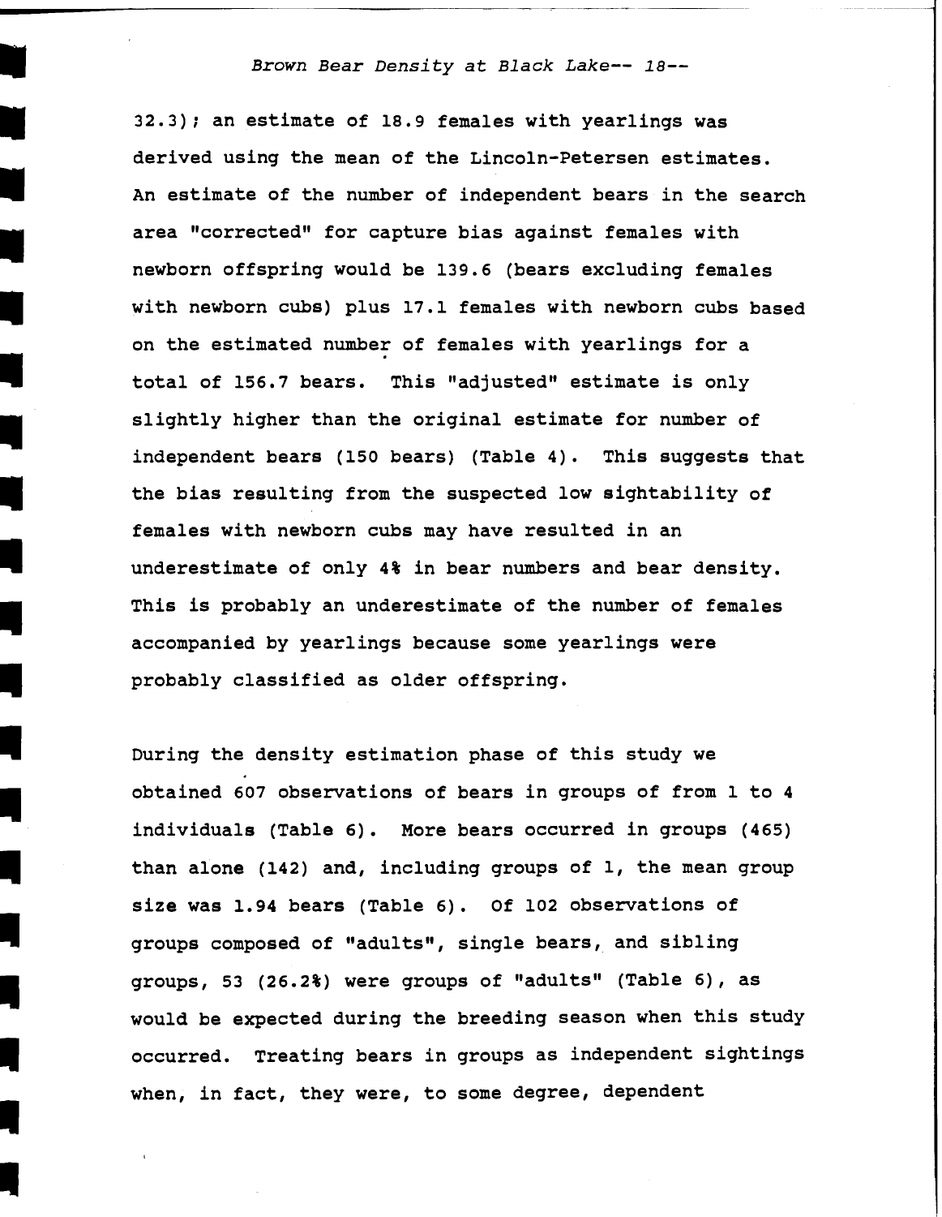32.3); an estimate of 18.9 females with yearlings was derived using the mean of the Lincoln-Petersen estimates. An estimate of the number of independent bears in the search area "corrected" for capture bias against females with newborn offspring would be 139.6 (bears excluding females with newborn cubs) plus 17.1 females with newborn cubs based on the estimated number of females with yearlings for a total of 156.7 bears. This "adjusted" estimate is only slightly higher than the original estimate for number of independent bears (150 bears) (Table 4). This suggests that the bias resulting from the suspected low sightability of females with newborn cubs may have resulted in an underestimate of only 4% in bear numbers and bear density. This is probably an underestimate of the number of females accompanied by yearlings because some yearlings were probably classified as older offspring.

During the density estimation phase of this study we obtained 607 observations of bears in groups of from 1 to 4 individuals (Table 6). More bears occurred in groups (465) than alone (142) and, including groups of 1, the mean group size was 1.94 bears (Table 6). Of 102 observations of groups composed of "adults", single bears, and sibling groups, 53 (26.2%) were groups of "adults" (Table 6), as would be expected during the breeding season when this study occurred. Treating bears in groups as independent sightings when, in fact, they were, to some degree, dependent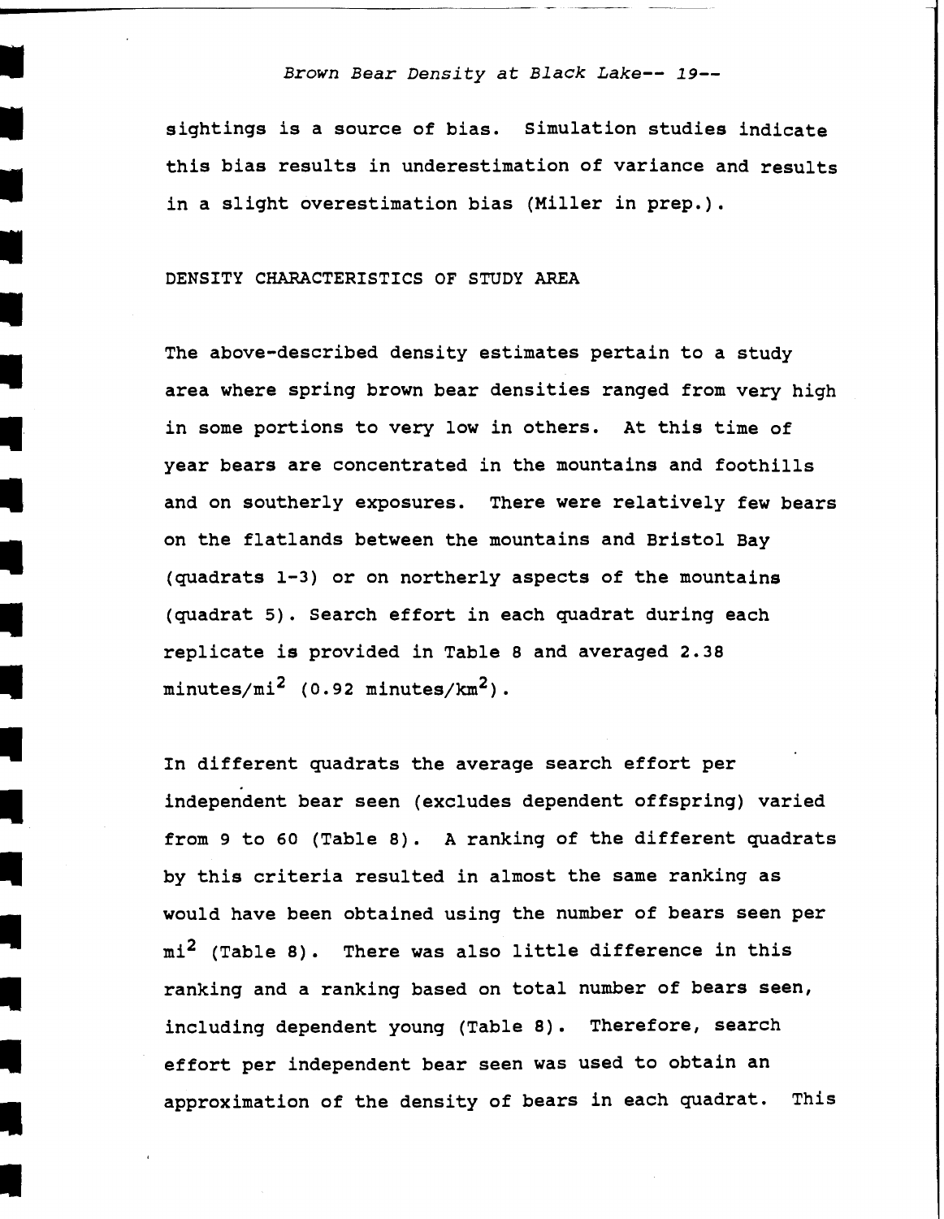sightings is a source of bias. Simulation studies indicate this bias results in underestimation of variance and results in a slight overestimation bias (Miller in prep.).

## DENSITY CHARACTERISTICS OF STUDY AREA

The above-described density estimates pertain to a study area where spring brown bear densities ranged from very high in some portions to very low in others. At this time of year bears are concentrated in the mountains and foothills and on southerly exposures. There were relatively few bears on the flatlands between the mountains and Bristol Bay (quadrats 1-3) or on northerly aspects of the mountains (quadrat 5). Search effort in each quadrat during each replicate is provided in Table 8 and averaged 2.38 minutes/mi$^2$ (0.92 minutes/km$^2$).

In different quadrats the average search effort per independent bear seen (excludes dependent offspring) varied from 9 to 60 (Table 8). A ranking of the different quadrats by this criteria resulted in almost the same ranking as would have been obtained using the number of bears seen per mi$^2$ (Table 8). There was also little difference in this ranking and a ranking based on total number of bears seen, including dependent young (Table 8). Therefore, search effort per independent bear seen was used to obtain an approximation of the density of bears in each quadrat. This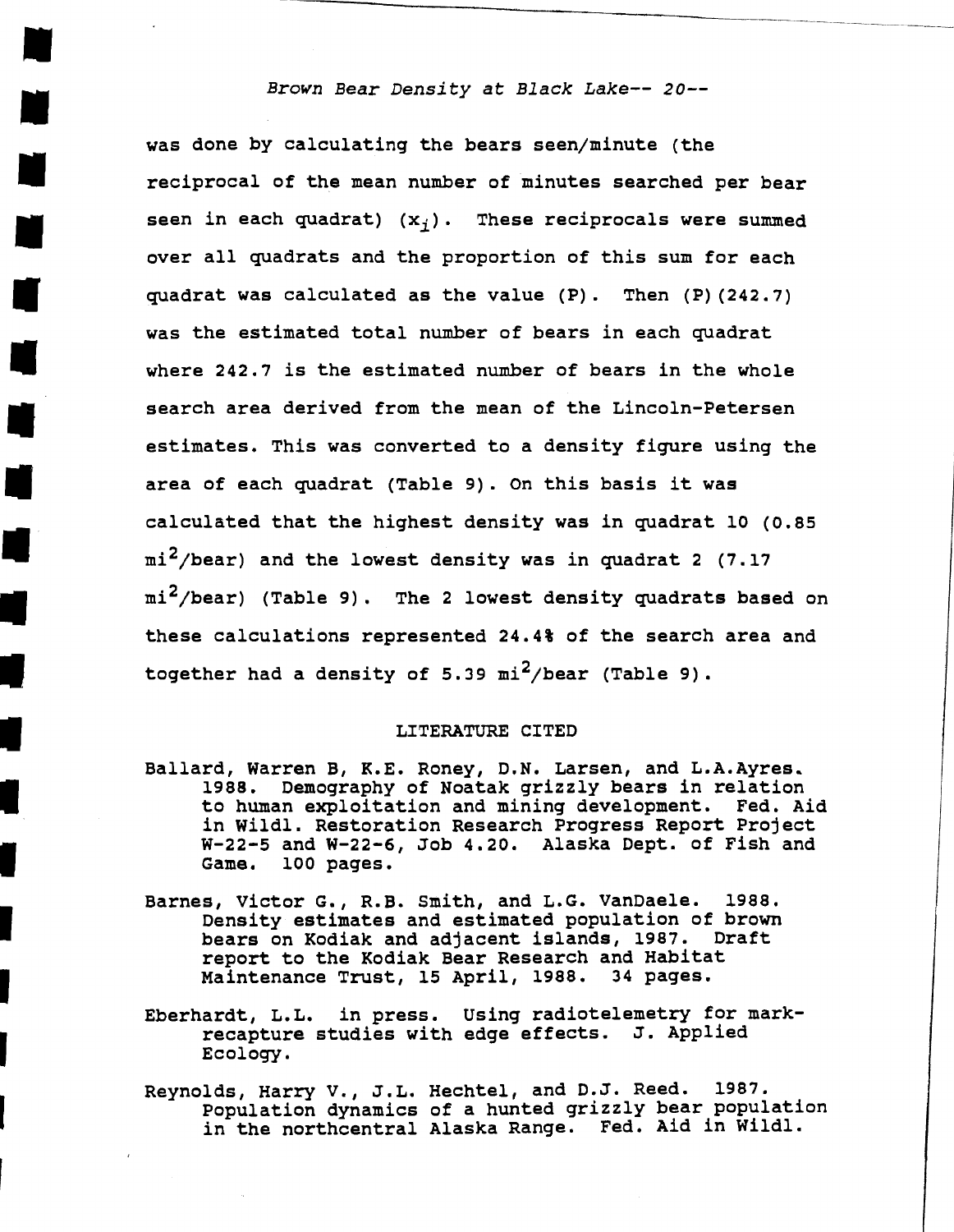was done by calculating the bears seen/minute (the reciprocal of the mean number of minutes searched per bear seen in each quadrat) ($x_i$). These reciprocals were summed over all quadrats and the proportion of this sum for each quadrat was calculated as the value (P). Then (P)(242.7) was the estimated total number of bears in each quadrat where 242.7 is the estimated number of bears in the whole search area derived from the mean of the Lincoln-Petersen estimates. This was converted to a density figure using the area of each quadrat (Table 9). On this basis it was calculated that the highest density was in quadrat 10 (0.85 $mi^2$/bear) and the lowest density was in quadrat 2 (7.17 $mi^2$/bear) (Table 9). The 2 lowest density quadrats based on these calculations represented 24.4% of the search area and together had a density of 5.39 $mi^2$/bear (Table 9).

## LITERATURE CITED

Ballard, Warren B, K.E. Roney, D.N. Larsen, and L.A.Ayres. 1988. Demography of Noatak grizzly bears in relation to human exploitation and mining development. Fed. Aid in Wildl. Restoration Research Progress Report Project W-22-5 and W-22-6, Job 4.20. Alaska Dept. of Fish and Game. 100 pages.

Barnes, Victor G., R.B. Smith, and L.G. VanDaele. 1988. Density estimates and estimated population of brown bears on Kodiak and adjacent islands, 1987. Draft report to the Kodiak Bear Research and Habitat Maintenance Trust, 15 April, 1988. 34 pages.

Eberhardt, L.L. in press. Using radiotelemetry for mark-recapture studies with edge effects. J. Applied Ecology.

Reynolds, Harry V., J.L. Hechtel, and D.J. Reed. 1987. Population dynamics of a hunted grizzly bear population in the northcentral Alaska Range. Fed. Aid in Wildl.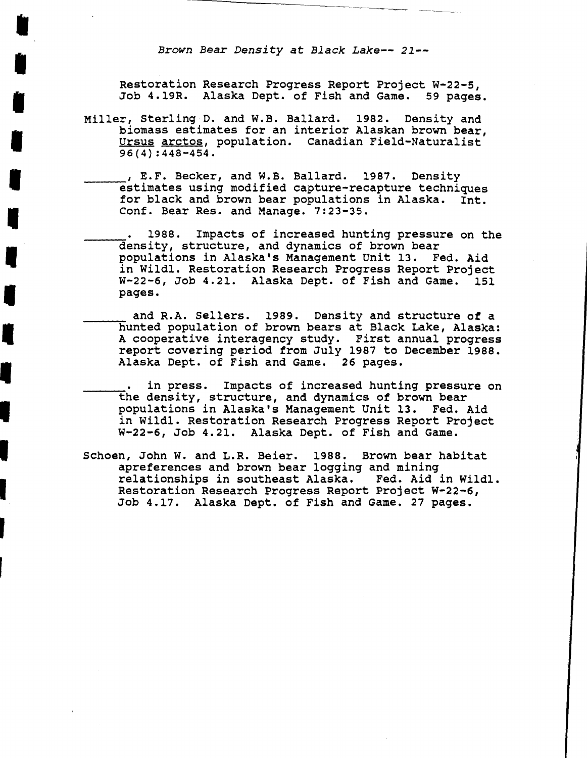Restoration Research Progress Report Project W-22-5, Job 4.19R. Alaska Dept. of Fish and Game. 59 pages.

Miller, Sterling D. and W.B. Ballard. 1982. Density and biomass estimates for an interior Alaskan brown bear, Ursus arctos, population. Canadian Field-Naturalist 96(4):448-454.

______, E.F. Becker, and W.B. Ballard. 1987. Density estimates using modified capture-recapture techniques for black and brown bear populations in Alaska. Int. Conf. Bear Res. and Manage. 7:23-35.

______. 1988. Impacts of increased hunting pressure on the density, structure, and dynamics of brown bear populations in Alaska's Management Unit 13. Fed. Aid in Wildl. Restoration Research Progress Report Project W-22-6, Job 4.21. Alaska Dept. of Fish and Game. 151 pages.

______ and R.A. Sellers. 1989. Density and structure of a hunted population of brown bears at Black Lake, Alaska: A cooperative interagency study. First annual progress report covering period from July 1987 to December 1988. Alaska Dept. of Fish and Game. 26 pages.

______. in press. Impacts of increased hunting pressure on the density, structure, and dynamics of brown bear populations in Alaska's Management Unit 13. Fed. Aid in Wildl. Restoration Research Progress Report Project W-22-6, Job 4.21. Alaska Dept. of Fish and Game.

Schoen, John W. and L.R. Beier. 1988. Brown bear habitat apreferences and brown bear logging and mining relationships in southeast Alaska. Fed. Aid in Wildl. Restoration Research Progress Report Project W-22-6, Job 4.17. Alaska Dept. of Fish and Game. 27 pages.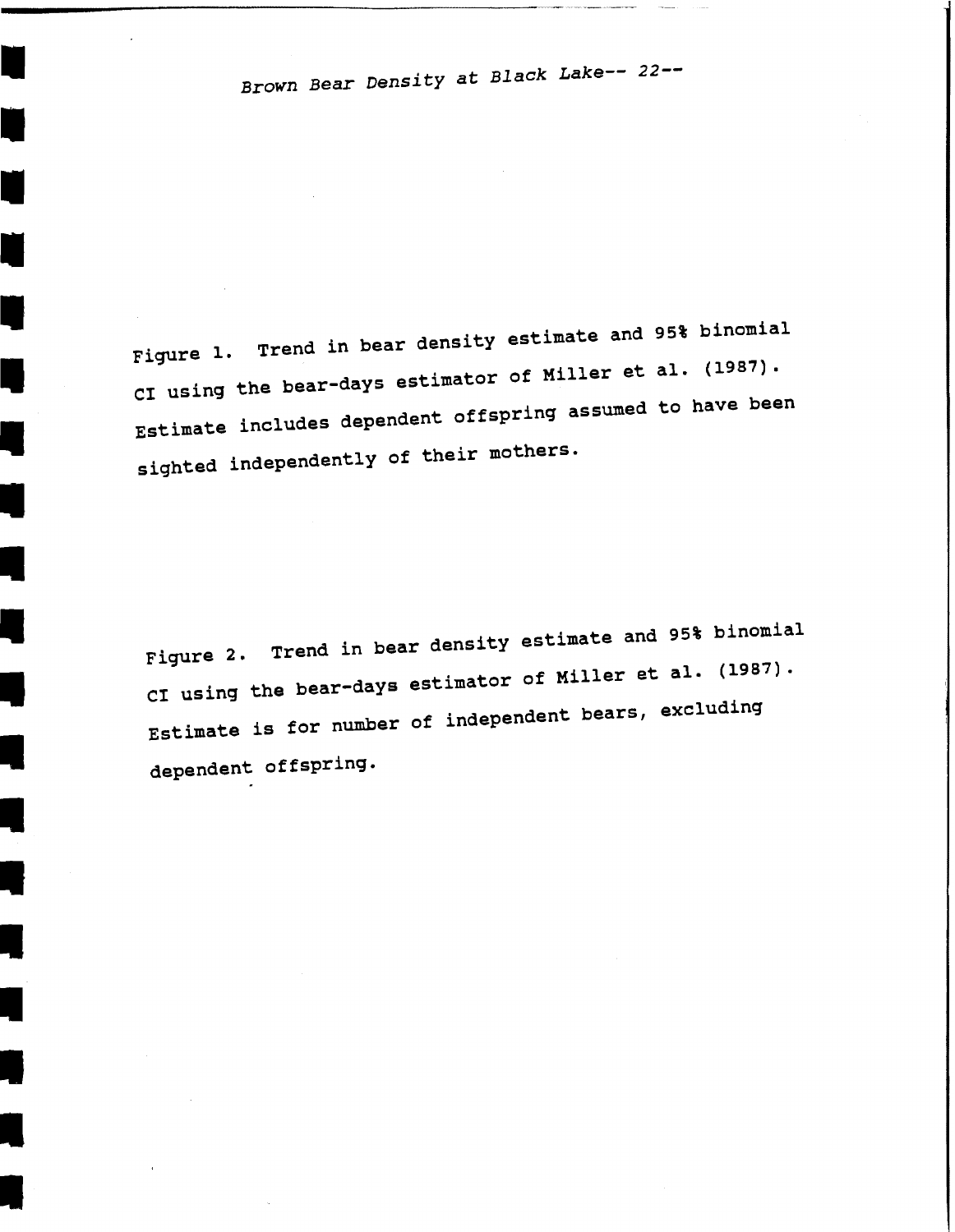Figure 1. Trend in bear density estimate and 95% binomial CI using the bear-days estimator of Miller et al. (1987). Estimate includes dependent offspring assumed to have been sighted independently of their mothers.

Figure 2. Trend in bear density estimate and 95% binomial CI using the bear-days estimator of Miller et al. (1987). Estimate is for number of independent bears, excluding dependent offspring.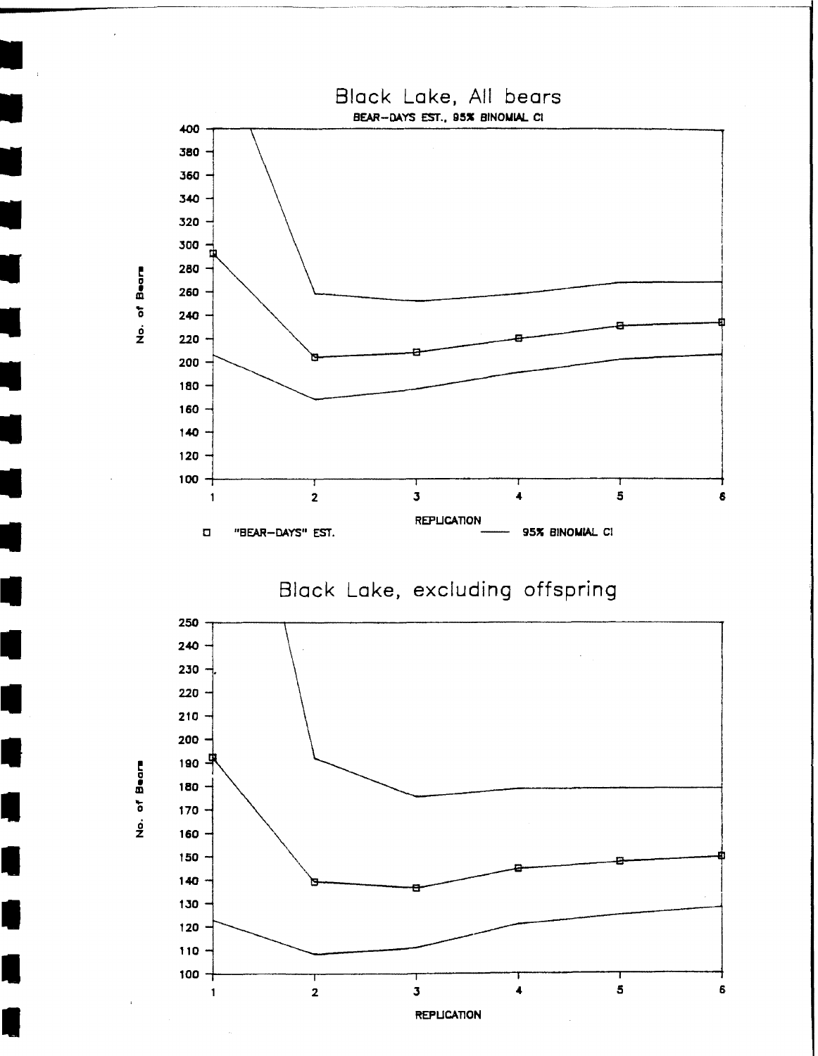## Black Lake, All bears

BEAR-DAYS EST., 95% BINOMIAL CI

No. of Bears

REPLICATION

□ "BEAR-DAYS" EST. —— 95% BINOMIAL CI

## Black Lake, excluding offspring

No. of Bears

REPLICATION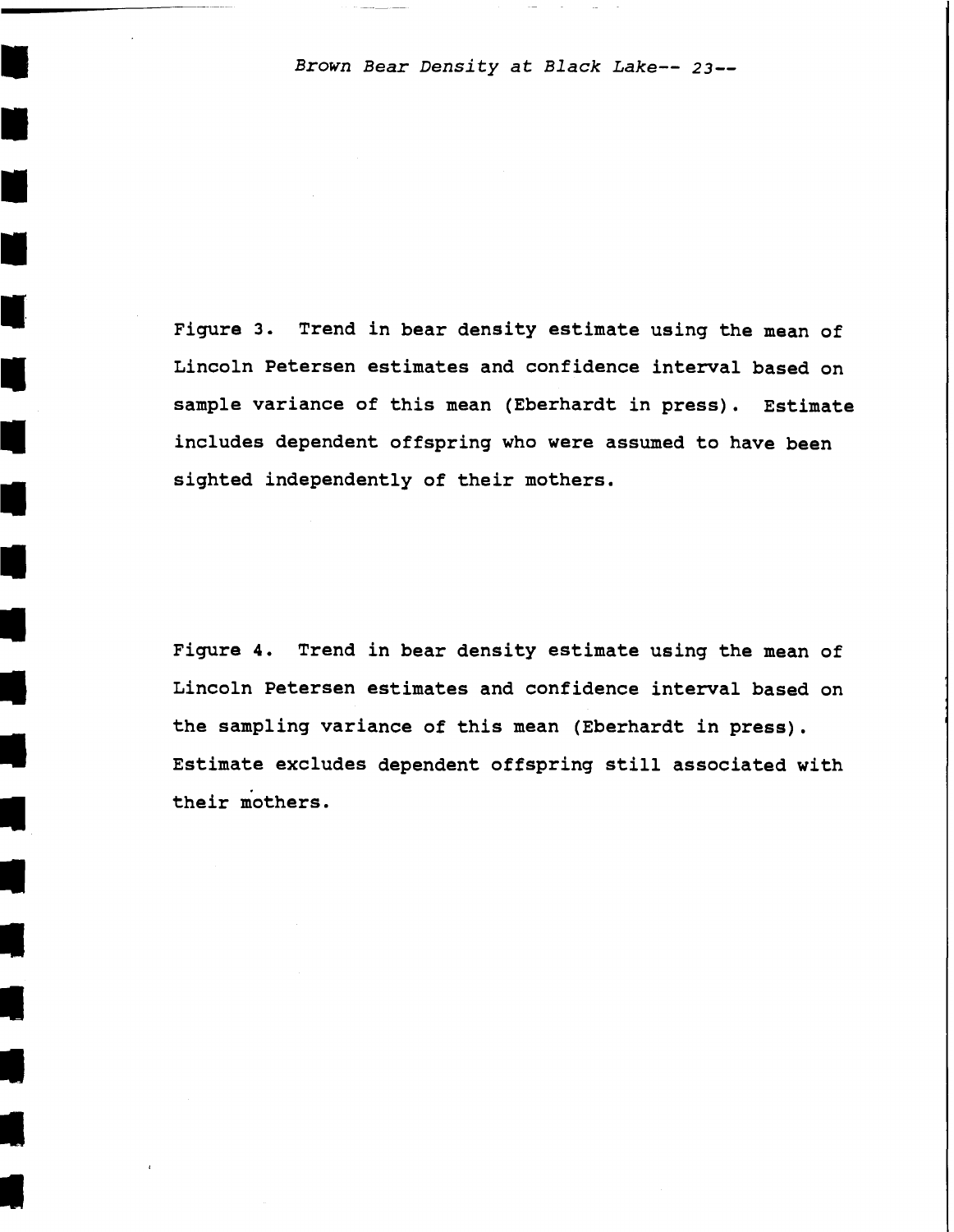Figure 3. Trend in bear density estimate using the mean of Lincoln Petersen estimates and confidence interval based on sample variance of this mean (Eberhardt in press). Estimate includes dependent offspring who were assumed to have been sighted independently of their mothers.

Figure 4. Trend in bear density estimate using the mean of Lincoln Petersen estimates and confidence interval based on the sampling variance of this mean (Eberhardt in press). Estimate excludes dependent offspring still associated with their mothers.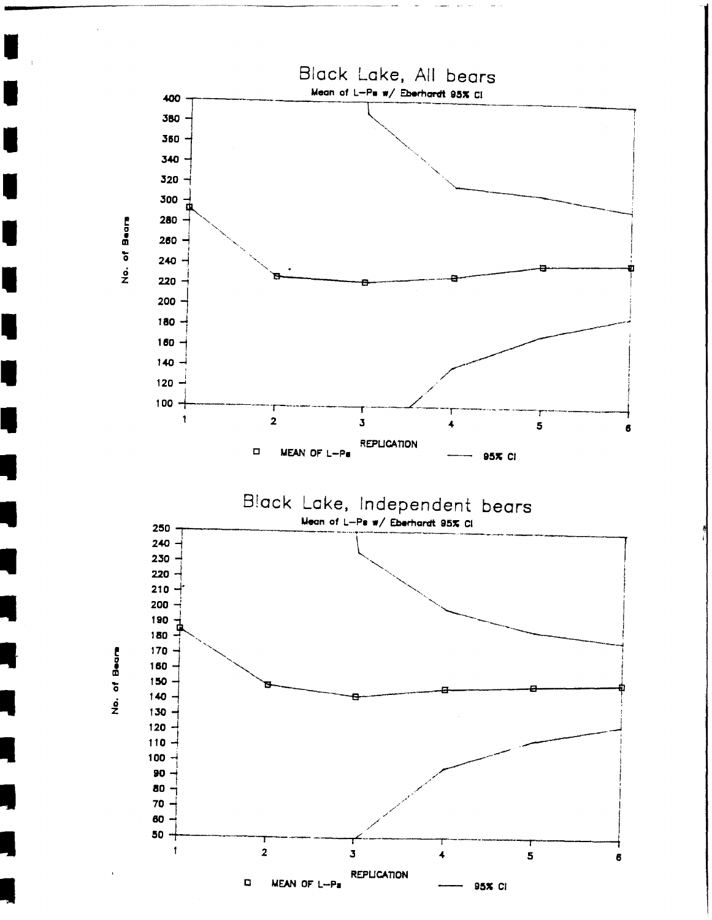## Black Lake, All bears

Mean of L-Ps w/ Eberhardt 95% CI

No. of Bears

400
380
360
340
320
300
280
260
240
220
200
180
160
140
120
100

1 2 3 4 5 6

REPLICATION

□ MEAN OF L-Ps —— 95% CI

## Black Lake, Independent bears

Mean of L-Ps w/ Eberhardt 95% CI

No. of Bears

250
240
230
220
210
200
190
180
170
160
150
140
130
120
110
100
90
80
70
60
50

1 2 3 4 5 6

REPLICATION

□ MEAN OF L-Ps —— 95% CI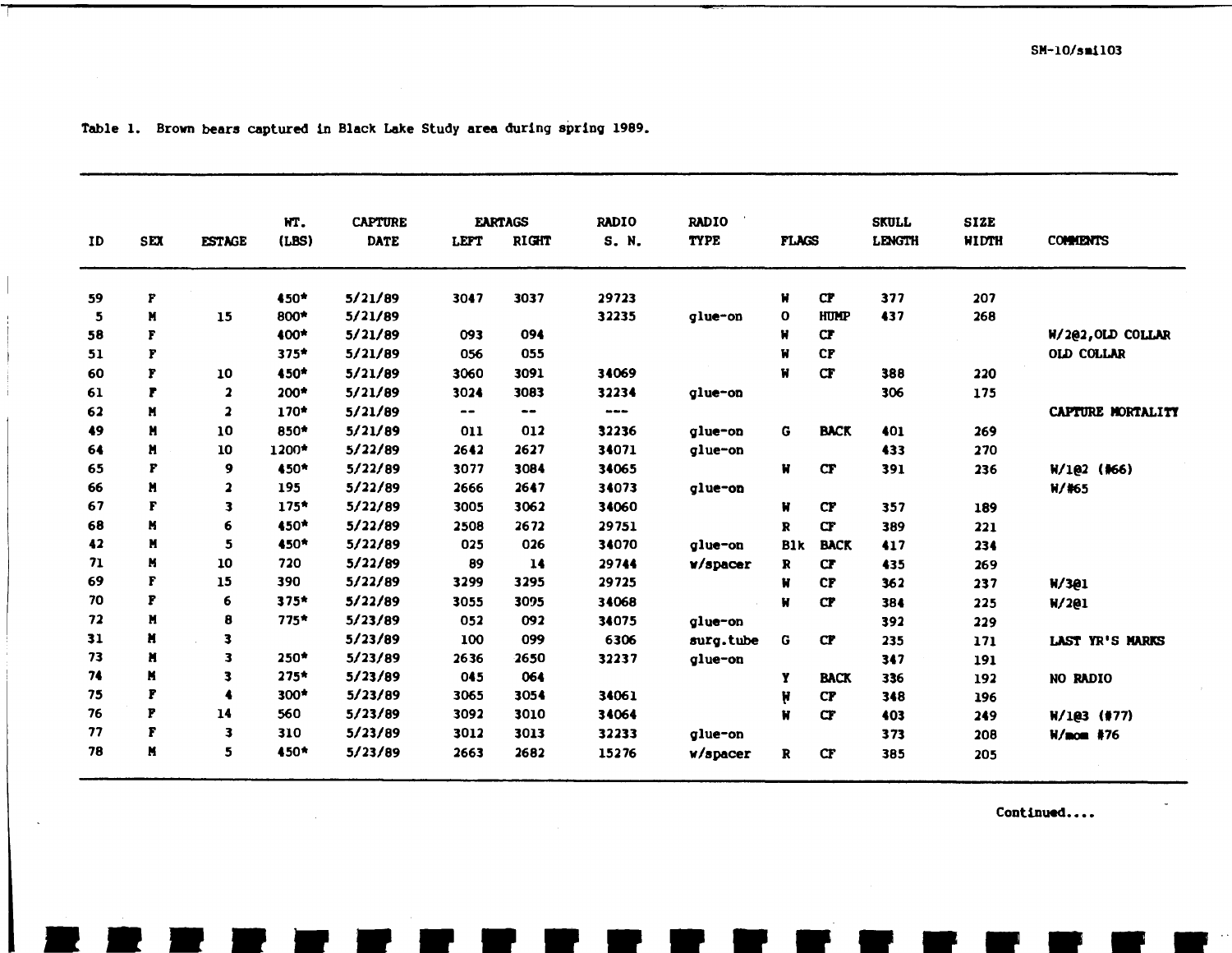Table 1. Brown bears captured in Black Lake Study area during spring 1989.

| ID | SEX | ESTAGE | WT. (LBS) | CAPTURE DATE | EARTAGS LEFT | EARTAGS RIGHT | RADIO S. N. | RADIO TYPE | FLAGS | | SKULL LENGTH | SIZE WIDTH | COMMENTS |
|---|---|---|---|---|---|---|---|---|---|---|---|---|---|
| 59 | F | | 450* | 5/21/89 | 3047 | 3037 | 29723 | | W | CF | 377 | 207 | |
| 5 | M | 15 | 800* | 5/21/89 | | | 32235 | glue-on | O | HUMP | 437 | 268 | |
| 58 | F | | 400* | 5/21/89 | 093 | 094 | | | W | CF | | | W/2@2,OLD COLLAR |
| 51 | F | | 375* | 5/21/89 | 056 | 055 | | | W | CF | | | OLD COLLAR |
| 60 | F | 10 | 450* | 5/21/89 | 3060 | 3091 | 34069 | | W | CF | 388 | 220 | |
| 61 | F | 2 | 200* | 5/21/89 | 3024 | 3083 | 32234 | glue-on | | | 306 | 175 | |
| 62 | M | 2 | 170* | 5/21/89 | -- | -- | --- | | | | | | CAPTURE MORTALITY |
| 49 | M | 10 | 850* | 5/21/89 | 011 | 012 | 32236 | glue-on | G | BACK | 401 | 269 | |
| 64 | M | 10 | 1200* | 5/22/89 | 2642 | 2627 | 34071 | glue-on | | | 433 | 270 | |
| 65 | F | 9 | 450* | 5/22/89 | 3077 | 3084 | 34065 | | W | CF | 391 | 236 | W/1@2 (#66) |
| 66 | M | 2 | 195 | 5/22/89 | 2666 | 2647 | 34073 | glue-on | | | | | W/#65 |
| 67 | F | 3 | 175* | 5/22/89 | 3005 | 3062 | 34060 | | W | CF | 357 | 189 | |
| 68 | M | 6 | 450* | 5/22/89 | 2508 | 2672 | 29751 | | R | CF | 389 | 221 | |
| 42 | M | 5 | 450* | 5/22/89 | 025 | 026 | 34070 | glue-on | Blk | BACK | 417 | 234 | |
| 71 | M | 10 | 720 | 5/22/89 | 89 | 14 | 29744 | w/spacer | R | CF | 435 | 269 | |
| 69 | F | 15 | 390 | 5/22/89 | 3299 | 3295 | 29725 | | W | CF | 362 | 237 | W/3@1 |
| 70 | F | 6 | 375* | 5/22/89 | 3055 | 3095 | 34068 | | W | CF | 384 | 225 | W/2@1 |
| 72 | M | 8 | 775* | 5/23/89 | 052 | 092 | 34075 | glue-on | | | 392 | 229 | |
| 31 | M | 3 | | 5/23/89 | 100 | 099 | 6306 | surg.tube | G | CF | 235 | 171 | LAST YR'S MARKS |
| 73 | M | 3 | 250* | 5/23/89 | 2636 | 2650 | 32237 | glue-on | | | 347 | 191 | |
| 74 | M | 3 | 275* | 5/23/89 | 045 | 064 | | | Y | BACK | 336 | 192 | NO RADIO |
| 75 | F | 4 | 300* | 5/23/89 | 3065 | 3054 | 34061 | | W | CF | 348 | 196 | |
| 76 | F | 14 | 560 | 5/23/89 | 3092 | 3010 | 34064 | | W | CF | 403 | 249 | W/1@3 (#77) |
| 77 | F | 3 | 310 | 5/23/89 | 3012 | 3013 | 32233 | glue-on | | | 373 | 208 | W/mom #76 |
| 78 | M | 5 | 450* | 5/23/89 | 2663 | 2682 | 15276 | w/spacer | R | CF | 385 | 205 | |

Continued....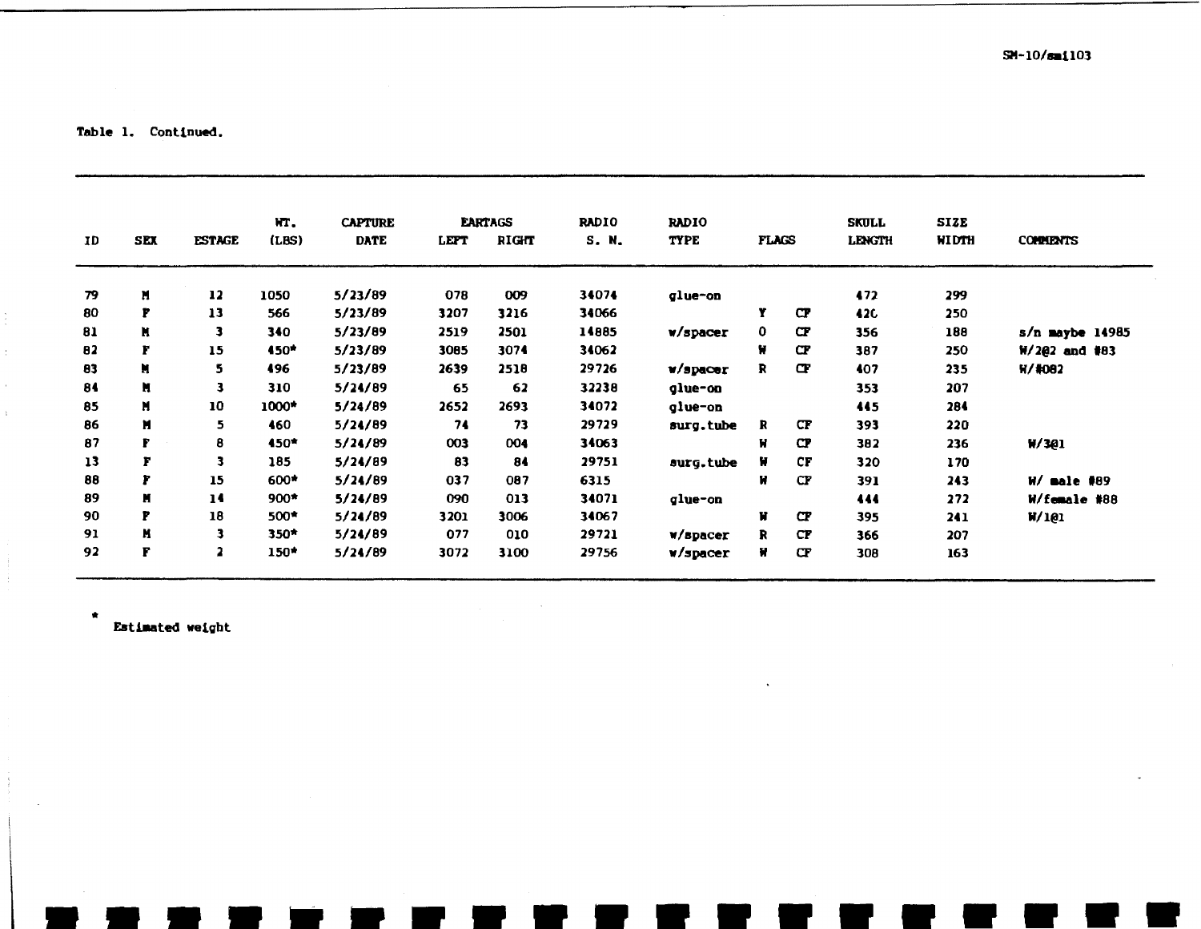Table 1. Continued.

| ID | SEX | ESTAGE | WT. (LBS) | CAPTURE DATE | EARTAGS LEFT | EARTAGS RIGHT | RADIO S. N. | RADIO TYPE | FLAGS | | SKULL LENGTH | SIZE WIDTH | COMMENTS |
|---|---|---|---|---|---|---|---|---|---|---|---|---|---|
| 79 | M | 12 | 1050 | 5/23/89 | 078 | 009 | 34074 | glue-on | | | 472 | 299 | |
| 80 | F | 13 | 566 | 5/23/89 | 3207 | 3216 | 34066 | | Y | CF | 420 | 250 | |
| 81 | M | 3 | 340 | 5/23/89 | 2519 | 2501 | 14885 | w/spacer | O | CF | 356 | 188 | s/n maybe 14985 |
| 82 | F | 15 | 450* | 5/23/89 | 3085 | 3074 | 34062 | | W | CF | 387 | 250 | W/2@2 and #83 |
| 83 | M | 5 | 496 | 5/23/89 | 2639 | 2518 | 29726 | w/spacer | R | CF | 407 | 235 | W/#082 |
| 84 | M | 3 | 310 | 5/24/89 | 65 | 62 | 32238 | glue-on | | | 353 | 207 | |
| 85 | M | 10 | 1000* | 5/24/89 | 2652 | 2693 | 34072 | glue-on | | | 445 | 284 | |
| 86 | M | 5 | 460 | 5/24/89 | 74 | 73 | 29729 | surg.tube | R | CF | 393 | 220 | |
| 87 | F | 8 | 450* | 5/24/89 | 003 | 004 | 34063 | | W | CF | 382 | 236 | W/3@1 |
| 13 | F | 3 | 185 | 5/24/89 | 83 | 84 | 29751 | surg.tube | W | CF | 320 | 170 | |
| 88 | F | 15 | 600* | 5/24/89 | 037 | 087 | 6315 | | W | CF | 391 | 243 | W/ male #89 |
| 89 | M | 14 | 900* | 5/24/89 | 090 | 013 | 34071 | glue-on | | | 444 | 272 | W/female #88 |
| 90 | F | 18 | 500* | 5/24/89 | 3201 | 3006 | 34067 | | W | CF | 395 | 241 | W/1@1 |
| 91 | M | 3 | 350* | 5/24/89 | 077 | 010 | 29721 | w/spacer | R | CF | 366 | 207 | |
| 92 | F | 2 | 150* | 5/24/89 | 3072 | 3100 | 29756 | w/spacer | W | CF | 308 | 163 | |

\* Estimated weight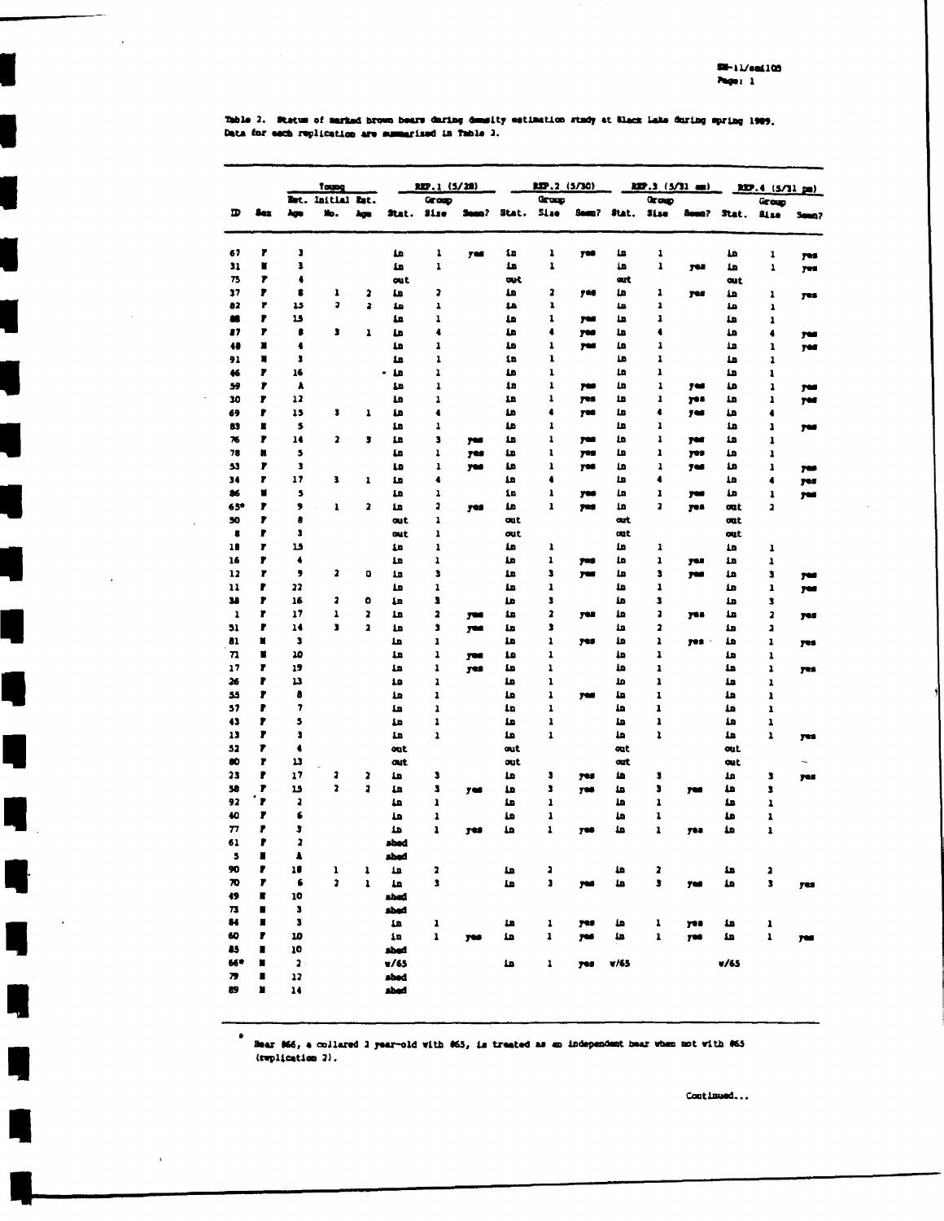Table 2. Status of marked brown bears during density estimation study at Black Lake during spring 1989. Data for each replication are summarized in Table 3.

| ID | Sex | Est. Age | Young Initial No. | Young Est. Age | REP.1 (5/28) Stat. | Group Size | Seen? | REP.2 (5/30) Stat. | Group Size | Seen? | REP.3 (5/31 am) Stat. | Group Size | Seen? | REP.4 (5/31 pm) Stat. | Group Size | Seen? |
|---|---|---|---|---|---|---|---|---|---|---|---|---|---|---|---|---|
| 67 | F | 3 | | | in | 1 | yes | in | 1 | yes | in | 1 | | in | 1 | yes |
| 31 | M | 3 | | | in | 1 | | in | 1 | | in | 1 | yes | in | 1 | yes |
| 75 | F | 4 | | | out | | | out | | | out | | | out | | |
| 37 | F | 8 | 1 | 2 | in | 2 | | in | 2 | yes | in | 1 | yes | in | 1 | yes |
| 82 | F | 15 | 2 | 2 | in | 1 | | in | 1 | | in | 1 | | in | 1 | |
| 88 | F | 15 | | | in | 1 | | in | 1 | yes | in | 1 | | in | 1 | |
| 87 | F | 8 | 3 | 1 | in | 4 | | in | 4 | yes | in | 4 | | in | 4 | yes |
| 48 | M | 4 | | | in | 1 | | in | 1 | yes | in | 1 | | in | 1 | yes |
| 91 | M | 3 | | | in | 1 | | in | 1 | | in | 1 | | in | 1 | |
| 46 | F | 16 | | | in | 1 | | in | 1 | | in | 1 | | in | 1 | |
| 59 | F | A | | | in | 1 | | in | 1 | yes | in | 1 | yes | in | 1 | yes |
| 30 | F | 12 | | | in | 1 | | in | 1 | yes | in | 1 | yes | in | 1 | yes |
| 69 | F | 15 | 3 | 1 | in | 4 | | in | 4 | yes | in | 4 | yes | in | 4 | |
| 83 | M | 5 | | | in | 1 | | in | 1 | | in | 1 | | in | 1 | yes |
| 76 | F | 14 | 2 | 3 | in | 3 | yes | in | 1 | yes | in | 1 | yes | in | 1 | |
| 78 | M | 5 | | | in | 1 | yes | in | 1 | yes | in | 1 | yes | in | 1 | |
| 53 | F | 3 | | | in | 1 | yes | in | 1 | yes | in | 1 | yes | in | 1 | yes |
| 34 | F | 17 | 3 | 1 | in | 4 | | in | 4 | | in | 4 | | in | 4 | yes |
| 86 | M | 5 | | | in | 1 | | in | 1 | yes | in | 1 | yes | in | 1 | yes |
| 65* | F | 9 | 1 | 2 | in | 2 | yes | in | 1 | yes | in | 2 | yes | out | 2 | |
| 50 | F | 8 | | | out | 1 | | out | | | out | | | out | | |
| 8 | F | 3 | | | out | 1 | | out | | | out | | | out | | |
| 18 | F | 15 | | | in | 1 | | in | 1 | | in | 1 | | in | 1 | |
| 16 | F | 4 | | | in | 1 | | in | 1 | yes | in | 1 | yes | in | 1 | |
| 12 | F | 9 | 2 | 0 | in | 3 | | in | 3 | yes | in | 3 | yes | in | 3 | yes |
| 11 | F | 22 | | | in | 1 | | in | 1 | | in | 1 | | in | 1 | yes |
| 38 | F | 16 | 2 | 0 | in | 3 | | in | 3 | | in | 3 | | in | 3 | |
| 1 | F | 17 | 1 | 2 | in | 2 | yes | in | 2 | yes | in | 2 | yes | in | 2 | yes |
| 51 | F | 14 | 3 | 2 | in | 3 | yes | in | 3 | | in | 2 | | in | 2 | |
| 81 | M | 3 | | | in | 1 | | in | 1 | yes | in | 1 | yes | in | 1 | yes |
| 71 | M | 10 | | | in | 1 | yes | in | 1 | | in | 1 | | in | 1 | |
| 17 | F | 19 | | | in | 1 | yes | in | 1 | | in | 1 | | in | 1 | yes |
| 26 | F | 13 | | | in | 1 | | in | 1 | | in | 1 | | in | 1 | |
| 55 | F | 8 | | | in | 1 | | in | 1 | yes | in | 1 | | in | 1 | |
| 57 | F | 7 | | | in | 1 | | in | 1 | | in | 1 | | in | 1 | |
| 43 | F | 5 | | | in | 1 | | in | 1 | | in | 1 | | in | 1 | |
| 13 | F | 3 | | | in | 1 | | in | 1 | | in | 1 | | in | 1 | yes |
| 52 | F | 4 | | | out | | | out | | | out | | | out | | |
| 80 | F | 13 | | | out | | | out | | | out | | | out | | |
| 23 | F | 17 | 2 | 2 | in | 3 | | in | 3 | yes | in | 3 | | in | 3 | yes |
| 58 | F | 15 | 2 | 2 | in | 3 | yes | in | 3 | yes | in | 3 | yes | in | 3 | |
| 92 | F | 3 | | | in | 1 | | in | 1 | | in | 1 | | in | 1 | |
| 40 | F | 6 | | | in | 1 | | in | 1 | | in | 1 | | in | 1 | |
| 77 | F | 3 | | | in | 1 | yes | in | 1 | yes | in | 1 | yes | in | 1 | |
| 61 | F | 2 | | | shed | | | | | | | | | | | |
| 5 | M | A | | | shed | | | | | | | | | | | |
| 90 | F | 18 | 1 | 1 | in | 2 | | in | 2 | | in | 2 | | in | 2 | |
| 70 | F | 6 | 2 | 1 | in | 3 | | in | 3 | yes | in | 3 | yes | in | 3 | yes |
| 49 | M | 10 | | | shed | | | | | | | | | | | |
| 73 | M | 3 | | | shed | | | | | | | | | | | |
| 84 | M | 3 | | | in | 1 | | in | 1 | yes | in | 1 | yes | in | 1 | |
| 60 | F | 10 | | | in | 1 | yes | in | 1 | yes | in | 1 | yes | in | 1 | yes |
| 85 | M | 10 | | | shed | | | | | | | | | | | |
| 66* | M | 2 | | | w/65 | | | in | 1 | yes | w/65 | | | w/65 | | |
| 79 | M | 12 | | | shed | | | | | | | | | | | |
| 89 | M | 14 | | | shed | | | | | | | | | | | |

* Bear #66, a collared 2 year-old with #65, is treated as an independent bear when not with #65 (replication 2).

Continued...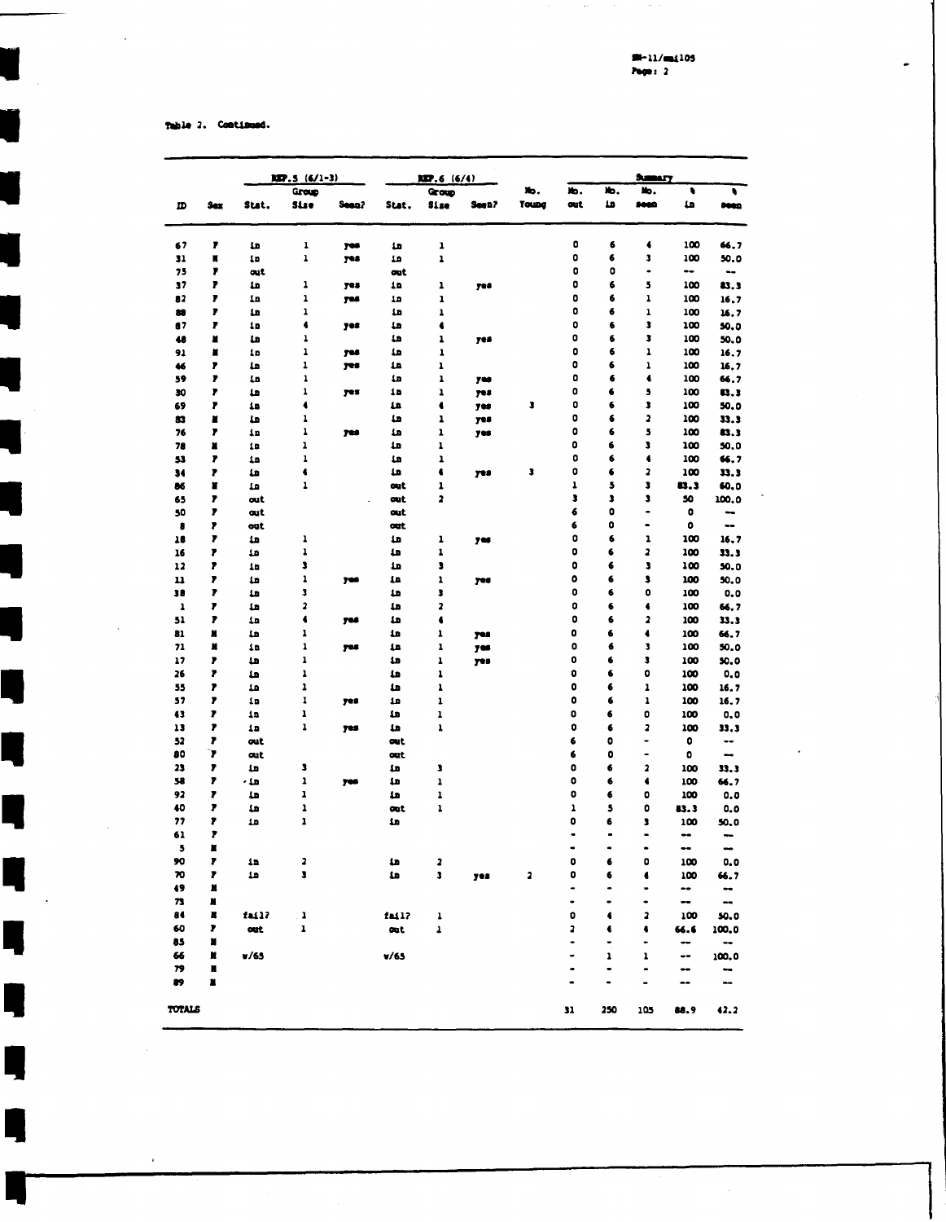Table 2. Continued.

| | | REP.5 (6/1-3) | | | REP.6 (6/4) | | | | Summary | | | | |
|---|---|---|---|---|---|---|---|---|---|---|---|---|---|
| ID | Sex | Stat. | Group Size | Seen? | Stat. | Group Size | Seen? | No. Young | No. out | No. in | No. seen | % in | % seen |
| 67 | F | in | 1 | yes | in | 1 | | | 0 | 6 | 4 | 100 | 66.7 |
| 31 | M | in | 1 | yes | in | 1 | | | 0 | 6 | 3 | 100 | 50.0 |
| 75 | F | out | | | out | | | | 0 | 0 | - | -- | -- |
| 37 | F | in | 1 | yes | in | 1 | yes | | 0 | 6 | 5 | 100 | 83.3 |
| 82 | F | in | 1 | yes | in | 1 | | | 0 | 6 | 1 | 100 | 16.7 |
| 88 | F | in | 1 | | in | 1 | | | 0 | 6 | 1 | 100 | 16.7 |
| 87 | F | in | 4 | yes | in | 4 | | | 0 | 6 | 3 | 100 | 50.0 |
| 48 | M | in | 1 | | in | 1 | yes | | 0 | 6 | 3 | 100 | 50.0 |
| 91 | M | in | 1 | yes | in | 1 | | | 0 | 6 | 1 | 100 | 16.7 |
| 46 | F | in | 1 | yes | in | 1 | | | 0 | 6 | 1 | 100 | 16.7 |
| 59 | F | in | 1 | | in | 1 | yes | | 0 | 6 | 4 | 100 | 66.7 |
| 30 | F | in | 1 | yes | in | 1 | yes | | 0 | 6 | 5 | 100 | 83.3 |
| 69 | F | in | 4 | | in | 4 | yes | 3 | 0 | 6 | 3 | 100 | 50.0 |
| 83 | M | in | 1 | | in | 1 | yes | | 0 | 6 | 2 | 100 | 33.3 |
| 76 | F | in | 1 | yes | in | 1 | yes | | 0 | 6 | 5 | 100 | 83.3 |
| 78 | M | in | 1 | | in | 1 | | | 0 | 6 | 3 | 100 | 50.0 |
| 53 | F | in | 1 | | in | 1 | | | 0 | 6 | 4 | 100 | 66.7 |
| 34 | F | in | 4 | | in | 4 | yes | 3 | 0 | 6 | 2 | 100 | 33.3 |
| 86 | M | in | 1 | | out | 1 | | | 1 | 5 | 3 | 83.3 | 60.0 |
| 65 | F | out | | | out | 2 | | | 3 | 3 | 3 | 50 | 100.0 |
| 50 | F | out | | | out | | | | 6 | 0 | - | 0 | -- |
| 8 | F | out | | | out | | | | 6 | 0 | - | 0 | -- |
| 18 | F | in | 1 | | in | 1 | yes | | 0 | 6 | 1 | 100 | 16.7 |
| 16 | F | in | 1 | | in | 1 | | | 0 | 6 | 2 | 100 | 33.3 |
| 12 | F | in | 3 | | in | 3 | | | 0 | 6 | 3 | 100 | 50.0 |
| 11 | F | in | 1 | yes | in | 1 | yes | | 0 | 6 | 3 | 100 | 50.0 |
| 38 | F | in | 3 | | in | 3 | | | 0 | 6 | 0 | 100 | 0.0 |
| 1 | F | in | 2 | | in | 2 | | | 0 | 6 | 4 | 100 | 66.7 |
| 51 | F | in | 4 | yes | in | 4 | | | 0 | 6 | 2 | 100 | 33.3 |
| 81 | M | in | 1 | | in | 1 | yes | | 0 | 6 | 4 | 100 | 66.7 |
| 71 | M | in | 1 | yes | in | 1 | yes | | 0 | 6 | 3 | 100 | 50.0 |
| 17 | F | in | 1 | | in | 1 | yes | | 0 | 6 | 3 | 100 | 50.0 |
| 26 | F | in | 1 | | in | 1 | | | 0 | 6 | 0 | 100 | 0.0 |
| 55 | F | in | 1 | | in | 1 | | | 0 | 6 | 1 | 100 | 16.7 |
| 57 | F | in | 1 | yes | in | 1 | | | 0 | 6 | 1 | 100 | 16.7 |
| 43 | F | in | 1 | | in | 1 | | | 0 | 6 | 0 | 100 | 0.0 |
| 13 | F | in | 1 | yes | in | 1 | | | 0 | 6 | 2 | 100 | 33.3 |
| 52 | F | out | | | out | | | | 6 | 0 | - | 0 | -- |
| 80 | F | out | | | out | | | | 6 | 0 | - | 0 | -- |
| 23 | F | in | 3 | | in | 3 | | | 0 | 6 | 2 | 100 | 33.3 |
| 58 | F | in | 1 | yes | in | 1 | | | 0 | 6 | 4 | 100 | 66.7 |
| 92 | F | in | 1 | | in | 1 | | | 0 | 6 | 0 | 100 | 0.0 |
| 40 | F | in | 1 | | out | 1 | | | 1 | 5 | 0 | 83.3 | 0.0 |
| 77 | F | in | 1 | | in | | | | 0 | 6 | 3 | 100 | 50.0 |
| 61 | F | | | | | | | | - | - | - | -- | -- |
| 5 | M | | | | | | | | - | - | - | -- | -- |
| 90 | F | in | 2 | | in | 2 | | | 0 | 6 | 0 | 100 | 0.0 |
| 70 | F | in | 3 | | in | 3 | yes | 2 | 0 | 6 | 4 | 100 | 66.7 |
| 49 | M | | | | | | | | - | - | - | -- | -- |
| 73 | M | | | | | | | | - | - | - | -- | -- |
| 84 | M | fail? | 1 | | fail? | 1 | | | 0 | 4 | 2 | 100 | 50.0 |
| 60 | F | out | 1 | | out | 1 | | | 2 | 4 | 4 | 66.6 | 100.0 |
| 85 | M | | | | | | | | - | - | - | -- | -- |
| 66 | M | w/65 | | | w/65 | | | | - | 1 | 1 | -- | 100.0 |
| 79 | M | | | | | | | | - | - | - | -- | -- |
| 89 | M | | | | | | | | - | - | - | -- | -- |
| TOTALS | | | | | | | | | 31 | 250 | 105 | 88.9 | 42.2 |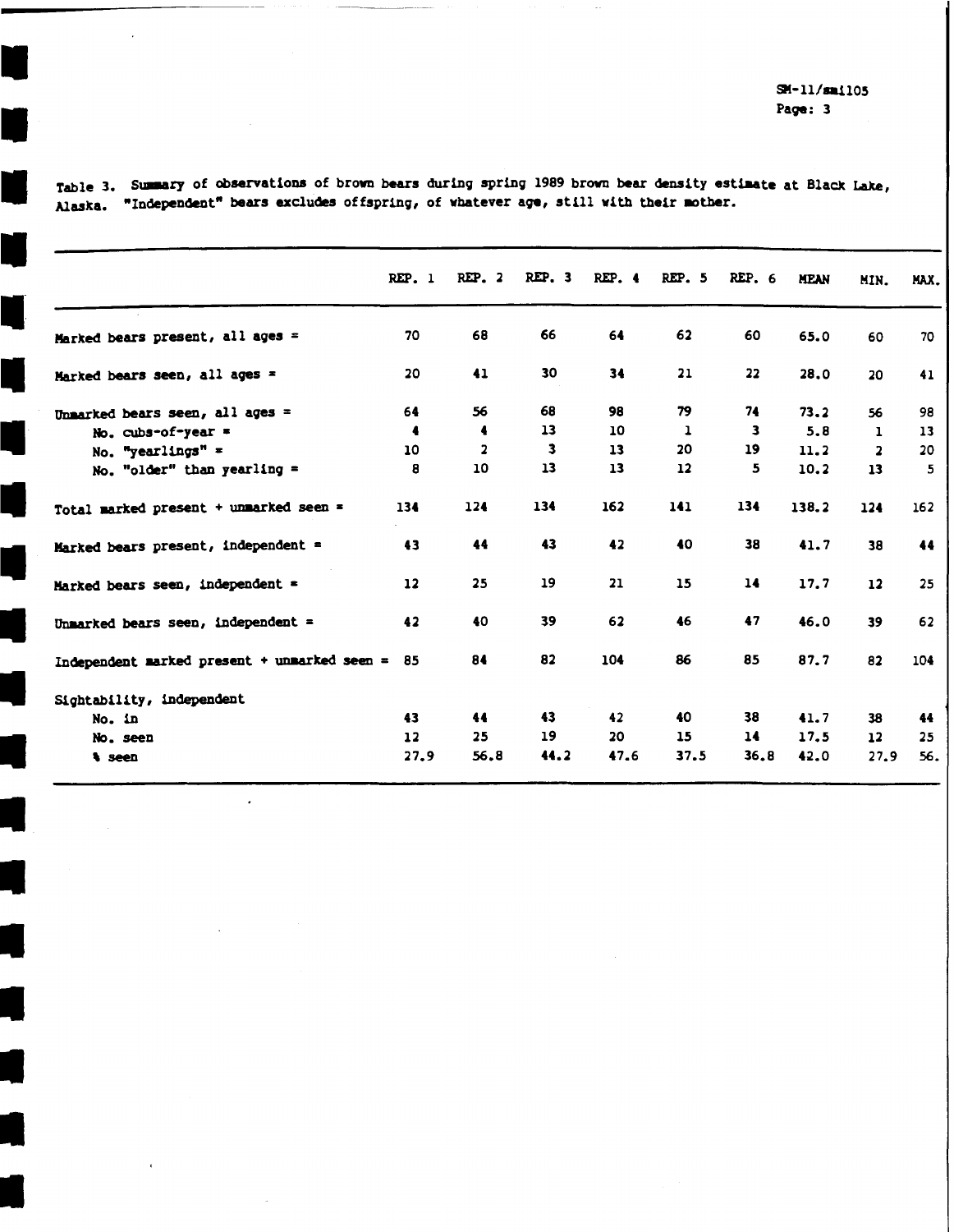Table 3. Summary of observations of brown bears during spring 1989 brown bear density estimate at Black Lake, Alaska. "Independent" bears excludes offspring, of whatever age, still with their mother.

| | REP. 1 | REP. 2 | REP. 3 | REP. 4 | REP. 5 | REP. 6 | MEAN | MIN. | MAX. |
|---|---|---|---|---|---|---|---|---|---|
| Marked bears present, all ages = | 70 | 68 | 66 | 64 | 62 | 60 | 65.0 | 60 | 70 |
| Marked bears seen, all ages = | 20 | 41 | 30 | 34 | 21 | 22 | 28.0 | 20 | 41 |
| Unmarked bears seen, all ages = | 64 | 56 | 68 | 98 | 79 | 74 | 73.2 | 56 | 98 |
| No. cubs-of-year = | 4 | 4 | 13 | 10 | 1 | 3 | 5.8 | 1 | 13 |
| No. "yearlings" = | 10 | 2 | 3 | 13 | 20 | 19 | 11.2 | 2 | 20 |
| No. "older" than yearling = | 8 | 10 | 13 | 13 | 12 | 5 | 10.2 | 13 | 5 |
| Total marked present + unmarked seen = | 134 | 124 | 134 | 162 | 141 | 134 | 138.2 | 124 | 162 |
| Marked bears present, independent = | 43 | 44 | 43 | 42 | 40 | 38 | 41.7 | 38 | 44 |
| Marked bears seen, independent = | 12 | 25 | 19 | 21 | 15 | 14 | 17.7 | 12 | 25 |
| Unmarked bears seen, independent = | 42 | 40 | 39 | 62 | 46 | 47 | 46.0 | 39 | 62 |
| Independent marked present + unmarked seen = | 85 | 84 | 82 | 104 | 86 | 85 | 87.7 | 82 | 104 |
| Sightability, independent | | | | | | | | | |
| No. in | 43 | 44 | 43 | 42 | 40 | 38 | 41.7 | 38 | 44 |
| No. seen | 12 | 25 | 19 | 20 | 15 | 14 | 17.5 | 12 | 25 |
| % seen | 27.9 | 56.8 | 44.2 | 47.6 | 37.5 | 36.8 | 42.0 | 27.9 | 56. |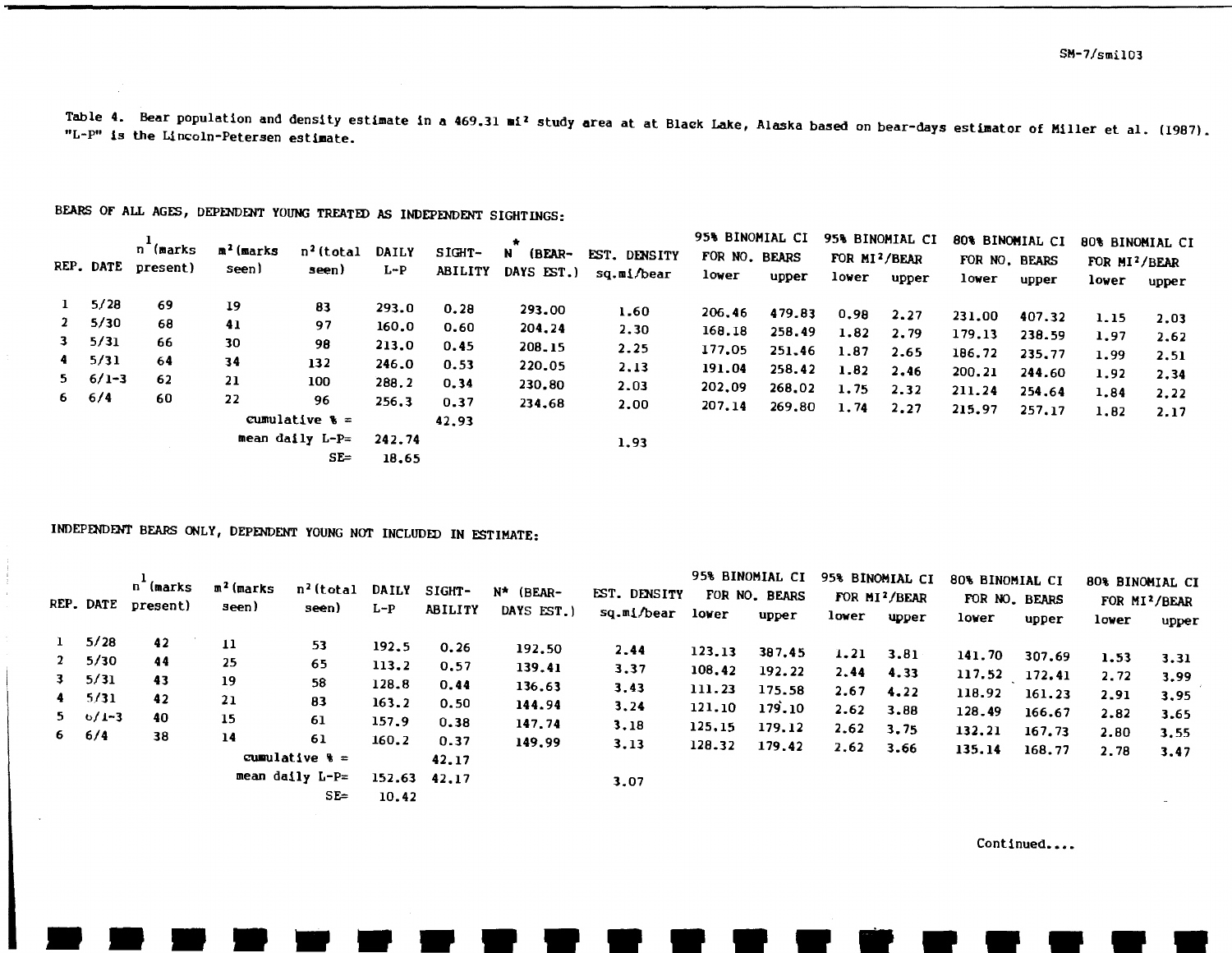Table 4. Bear population and density estimate in a 469.31 mi² study area at at Black Lake, Alaska based on bear-days estimator of Miller et al. (1987). "L-P" is the Lincoln-Petersen estimate.

BEARS OF ALL AGES, DEPENDENT YOUNG TREATED AS INDEPENDENT SIGHTINGS:

| REP. | DATE | $n^1$ (marks present) | $m^2$ (marks seen) | $n^2$ (total seen) | DAILY L-P | SIGHT-ABILITY | $N^*$ (BEAR-DAYS EST.) | EST. DENSITY sq.mi/bear | 95% BINOMIAL CI FOR NO. BEARS lower | upper | 95% BINOMIAL CI FOR MI²/BEAR lower | upper | 80% BINOMIAL CI FOR NO. BEARS lower | upper | 80% BINOMIAL CI FOR MI²/BEAR lower | upper |
|---|---|---|---|---|---|---|---|---|---|---|---|---|---|---|---|---|
| 1 | 5/28 | 69 | 19 | 83 | 293.0 | 0.28 | 293.00 | 1.60 | 206.46 | 479.83 | 0.98 | 2.27 | 231.00 | 407.32 | 1.15 | 2.03 |
| 2 | 5/30 | 68 | 41 | 97 | 160.0 | 0.60 | 204.24 | 2.30 | 168.18 | 258.49 | 1.82 | 2.79 | 179.13 | 238.59 | 1.97 | 2.62 |
| 3 | 5/31 | 66 | 30 | 98 | 213.0 | 0.45 | 208.15 | 2.25 | 177.05 | 251.46 | 1.87 | 2.65 | 186.72 | 235.77 | 1.99 | 2.51 |
| 4 | 5/31 | 64 | 34 | 132 | 246.0 | 0.53 | 220.05 | 2.13 | 191.04 | 258.42 | 1.82 | 2.46 | 200.21 | 244.60 | 1.92 | 2.34 |
| 5 | 6/1-3 | 62 | 21 | 100 | 288.2 | 0.34 | 230.80 | 2.03 | 202.09 | 268.02 | 1.75 | 2.32 | 211.24 | 254.64 | 1.84 | 2.22 |
| 6 | 6/4 | 60 | 22 | 96 | 256.3 | 0.37 | 234.68 | 2.00 | 207.14 | 269.80 | 1.74 | 2.27 | 215.97 | 257.17 | 1.82 | 2.17 |
| | | | cumulative % = | | | 42.93 | | | | | | | | | | |
| | | | mean daily L-P= | | 242.74 | | | 1.93 | | | | | | | | |
| | | | | SE= | 18.65 | | | | | | | | | | | |

INDEPENDENT BEARS ONLY, DEPENDENT YOUNG NOT INCLUDED IN ESTIMATE:

| REP. | DATE | $n^1$ (marks present) | $m^2$ (marks seen) | $n^2$ (total seen) | DAILY L-P | SIGHT-ABILITY | $N^*$ (BEAR-DAYS EST.) | EST. DENSITY sq.mi/bear | 95% BINOMIAL CI FOR NO. BEARS lower | upper | 95% BINOMIAL CI FOR MI²/BEAR lower | upper | 80% BINOMIAL CI FOR NO. BEARS lower | upper | 80% BINOMIAL CI FOR MI²/BEAR lower | upper |
|---|---|---|---|---|---|---|---|---|---|---|---|---|---|---|---|---|
| 1 | 5/28 | 42 | 11 | 53 | 192.5 | 0.26 | 192.50 | 2.44 | 123.13 | 387.45 | 1.21 | 3.81 | 141.70 | 307.69 | 1.53 | 3.31 |
| 2 | 5/30 | 44 | 25 | 65 | 113.2 | 0.57 | 139.41 | 3.37 | 108.42 | 192.22 | 2.44 | 4.33 | 117.52 | 172.41 | 2.72 | 3.99 |
| 3 | 5/31 | 43 | 19 | 58 | 128.8 | 0.44 | 136.63 | 3.43 | 111.23 | 175.58 | 2.67 | 4.22 | 118.92 | 161.23 | 2.91 | 3.95 |
| 4 | 5/31 | 42 | 21 | 83 | 163.2 | 0.50 | 144.94 | 3.24 | 121.10 | 179.10 | 2.62 | 3.88 | 128.49 | 166.67 | 2.82 | 3.65 |
| 5 | 6/1-3 | 40 | 15 | 61 | 157.9 | 0.38 | 147.74 | 3.18 | 125.15 | 179.12 | 2.62 | 3.75 | 132.21 | 167.73 | 2.80 | 3.55 |
| 6 | 6/4 | 38 | 14 | 61 | 160.2 | 0.37 | 149.99 | 3.13 | 128.32 | 179.42 | 2.62 | 3.66 | 135.14 | 168.77 | 2.78 | 3.47 |
| | | | cumulative % = | | | 42.17 | | | | | | | | | | |
| | | | mean daily L-P= | | 152.63 | 42.17 | | 3.07 | | | | | | | | |
| | | | | SE= | 10.42 | | | | | | | | | | | |

Continued....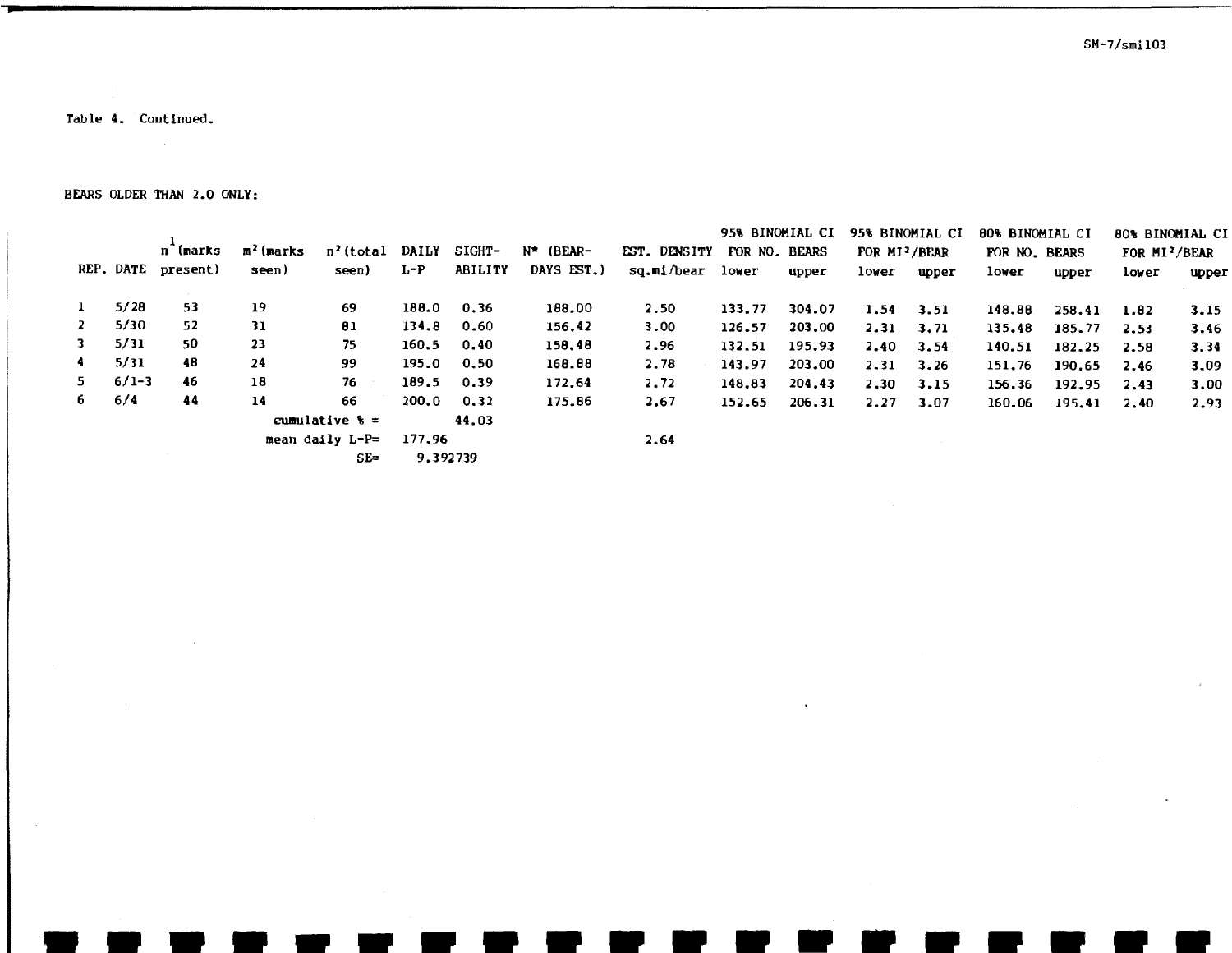Table 4. Continued.

BEARS OLDER THAN 2.0 ONLY:

| REP. | DATE | $n^1$ (marks present) | $m^2$ (marks seen) | $n^2$ (total seen) | DAILY L-P | SIGHT-ABILITY | N* (BEAR-DAYS EST.) | EST. DENSITY sq.mi/bear | 95% BINOMIAL CI FOR NO. BEARS | | 95% BINOMIAL CI FOR MI²/BEAR | | 80% BINOMIAL CI FOR NO. BEARS | | 80% BINOMIAL CI FOR MI²/BEAR | |
|---|---|---|---|---|---|---|---|---|---|---|---|---|---|---|---|---|
| | | | | | | | | | lower | upper | lower | upper | lower | upper | lower | upper |
| 1 | 5/28 | 53 | 19 | 69 | 188.0 | 0.36 | 188.00 | 2.50 | 133.77 | 304.07 | 1.54 | 3.51 | 148.88 | 258.41 | 1.82 | 3.15 |
| 2 | 5/30 | 52 | 31 | 81 | 134.8 | 0.60 | 156.42 | 3.00 | 126.57 | 203.00 | 2.31 | 3.71 | 135.48 | 185.77 | 2.53 | 3.46 |
| 3 | 5/31 | 50 | 23 | 75 | 160.5 | 0.40 | 158.48 | 2.96 | 132.51 | 195.93 | 2.40 | 3.54 | 140.51 | 182.25 | 2.58 | 3.34 |
| 4 | 5/31 | 48 | 24 | 99 | 195.0 | 0.50 | 168.88 | 2.78 | 143.97 | 203.00 | 2.31 | 3.26 | 151.76 | 190.65 | 2.46 | 3.09 |
| 5 | 6/1-3 | 46 | 18 | 76 | 189.5 | 0.39 | 172.64 | 2.72 | 148.83 | 204.43 | 2.30 | 3.15 | 156.36 | 192.95 | 2.43 | 3.00 |
| 6 | 6/4 | 44 | 14 | 66 | 200.0 | 0.32 | 175.86 | 2.67 | 152.65 | 206.31 | 2.27 | 3.07 | 160.06 | 195.41 | 2.40 | 2.93 |
| | | | cumulative % = | | | 44.03 | | | | | | | | | | |
| | | | mean daily L-P= | | 177.96 | | | 2.64 | | | | | | | | |
| | | | | SE= | 9.392739 | | | | | | | | | | | |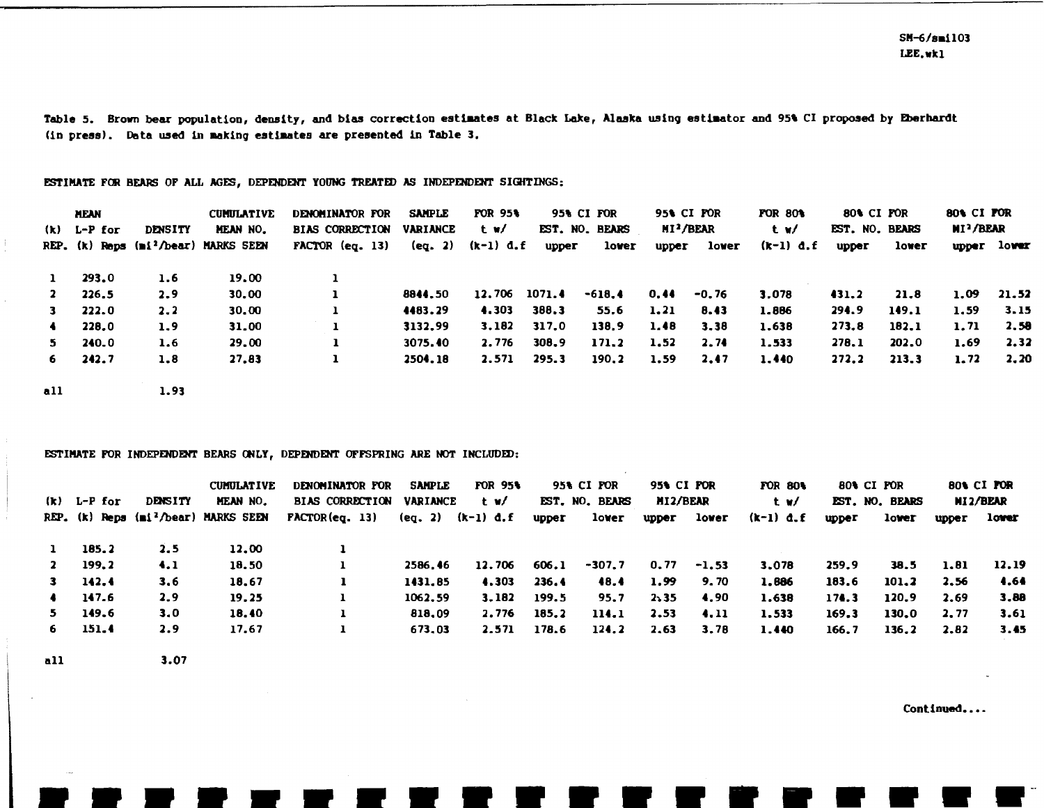Table 5. Brown bear population, density, and bias correction estimates at Black Lake, Alaska using estimator and 95% CI proposed by Eberhardt (in press). Data used in making estimates are presented in Table 3.

ESTIMATE FOR BEARS OF ALL AGES, DEPENDENT YOUNG TREATED AS INDEPENDENT SIGHTINGS:

| (k) REP. | MEAN L-P for (k) Reps | DENSITY (mi²/bear) | CUMULATIVE MEAN NO. MARKS SEEN | DENOMINATOR FOR BIAS CORRECTION FACTOR (eq. 13) | SAMPLE VARIANCE (eq. 2) | FOR 95% t w/ (k-1) d.f | 95% CI FOR EST. NO. BEARS upper | lower | 95% CI FOR MI²/BEAR upper | lower | FOR 80% t w/ (k-1) d.f | 80% CI FOR EST. NO. BEARS upper | lower | 80% CI FOR MI²/BEAR upper | lower |
|---|---|---|---|---|---|---|---|---|---|---|---|---|---|---|---|
| 1 | 293.0 | 1.6 | 19.00 | 1 | | | | | | | | | | | |
| 2 | 226.5 | 2.9 | 30.00 | 1 | 8844.50 | 12.706 | 1071.4 | -618.4 | 0.44 | -0.76 | 3.078 | 431.2 | 21.8 | 1.09 | 21.52 |
| 3 | 222.0 | 2.2 | 30.00 | 1 | 4483.29 | 4.303 | 388.3 | 55.6 | 1.21 | 8.43 | 1.886 | 294.9 | 149.1 | 1.59 | 3.15 |
| 4 | 228.0 | 1.9 | 31.00 | 1 | 3132.99 | 3.182 | 317.0 | 138.9 | 1.48 | 3.38 | 1.638 | 273.8 | 182.1 | 1.71 | 2.58 |
| 5 | 240.0 | 1.6 | 29.00 | 1 | 3075.40 | 2.776 | 308.9 | 171.2 | 1.52 | 2.74 | 1.533 | 278.1 | 202.0 | 1.69 | 2.32 |
| 6 | 242.7 | 1.8 | 27.83 | 1 | 2504.18 | 2.571 | 295.3 | 190.2 | 1.59 | 2.47 | 1.440 | 272.2 | 213.3 | 1.72 | 2.20 |
| all | | 1.93 | | | | | | | | | | | | | |

ESTIMATE FOR INDEPENDENT BEARS ONLY, DEPENDENT OFFSPRING ARE NOT INCLUDED:

| (k) REP. | L-P for (k) Reps | DENSITY (mi²/bear) | CUMULATIVE MEAN NO. MARKS SEEN | DENOMINATOR FOR BIAS CORRECTION FACTOR(eq. 13) | SAMPLE VARIANCE (eq. 2) | FOR 95% t w/ (k-1) d.f | 95% CI FOR EST. NO. BEARS upper | lower | 95% CI FOR MI2/BEAR upper | lower | FOR 80% t w/ (k-1) d.f | 80% CI FOR EST. NO. BEARS upper | lower | 80% CI FOR MI2/BEAR upper | lower |
|---|---|---|---|---|---|---|---|---|---|---|---|---|---|---|---|
| 1 | 185.2 | 2.5 | 12.00 | 1 | | | | | | | | | | | |
| 2 | 199.2 | 4.1 | 18.50 | 1 | 2586.46 | 12.706 | 606.1 | -307.7 | 0.77 | -1.53 | 3.078 | 259.9 | 38.5 | 1.81 | 12.19 |
| 3 | 142.4 | 3.6 | 18.67 | 1 | 1431.85 | 4.303 | 236.4 | 48.4 | 1.99 | 9.70 | 1.886 | 183.6 | 101.2 | 2.56 | 4.64 |
| 4 | 147.6 | 2.9 | 19.25 | 1 | 1062.59 | 3.182 | 199.5 | 95.7 | 2.35 | 4.90 | 1.638 | 174.3 | 120.9 | 2.69 | 3.88 |
| 5 | 149.6 | 3.0 | 18.40 | 1 | 818.09 | 2.776 | 185.2 | 114.1 | 2.53 | 4.11 | 1.533 | 169.3 | 130.0 | 2.77 | 3.61 |
| 6 | 151.4 | 2.9 | 17.67 | 1 | 673.03 | 2.571 | 178.6 | 124.2 | 2.63 | 3.78 | 1.440 | 166.7 | 136.2 | 2.82 | 3.45 |
| all | | 3.07 | | | | | | | | | | | | | |

Continued....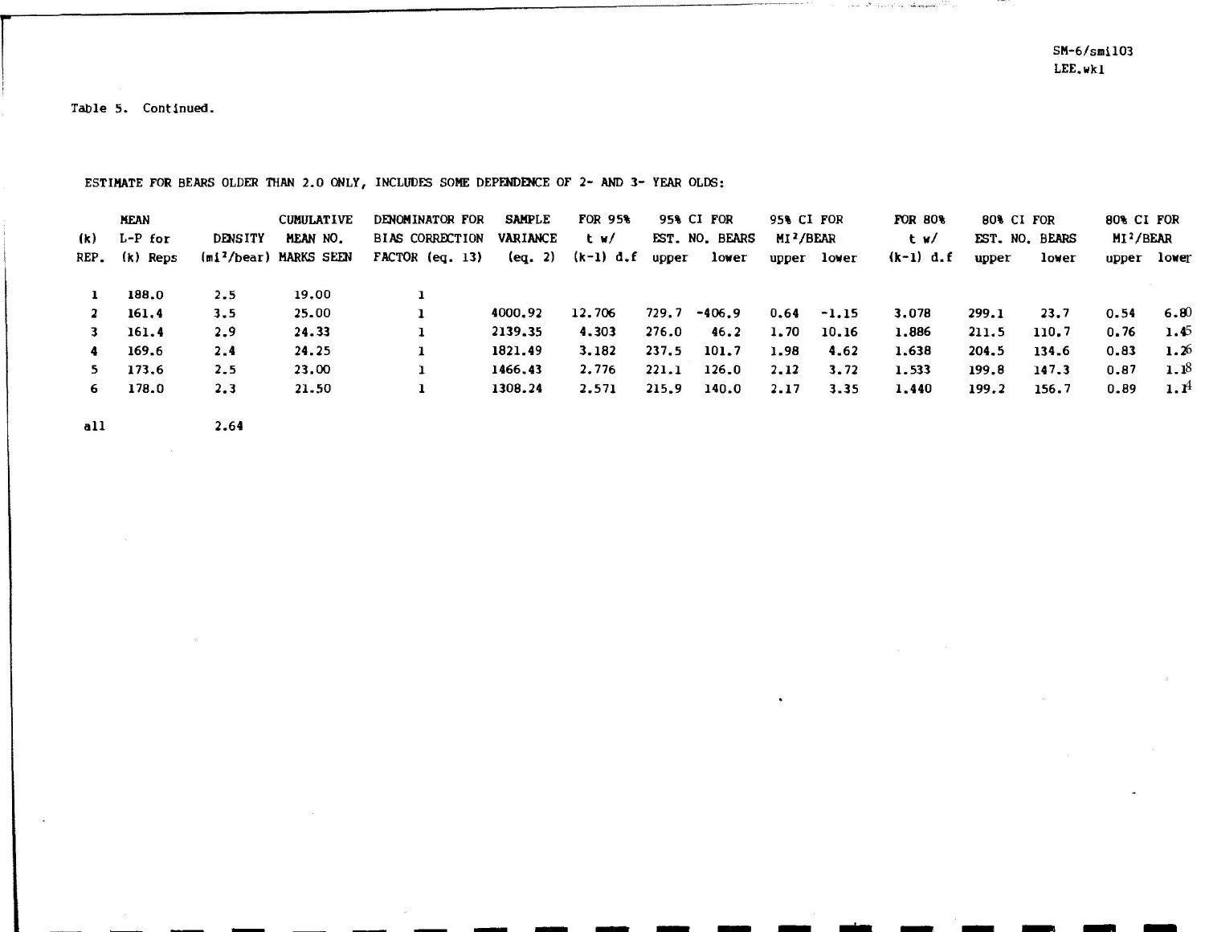Table 5. Continued.

ESTIMATE FOR BEARS OLDER THAN 2.0 ONLY, INCLUDES SOME DEPENDENCE OF 2- AND 3- YEAR OLDS:

| (k) REP. | MEAN L-P for (k) Reps | DENSITY (mi²/bear) | CUMULATIVE MEAN NO. MARKS SEEN | DENOMINATOR FOR BIAS CORRECTION FACTOR (eq. 13) | SAMPLE VARIANCE (eq. 2) | FOR 95% t w/ (k-1) d.f | 95% CI FOR EST. NO. BEARS | | 95% CI FOR MI²/BEAR | | FOR 80% t w/ (k-1) d.f | 80% CI FOR EST. NO. BEARS | | 80% CI FOR MI²/BEAR | |
|---|---|---|---|---|---|---|---|---|---|---|---|---|---|---|---|
| | | | | | | | upper | lower | upper | lower | | upper | lower | upper | lower |
| 1 | 188.0 | 2.5 | 19.00 | 1 | | | | | | | | | | | |
| 2 | 161.4 | 3.5 | 25.00 | 1 | 4000.92 | 12.706 | 729.7 | -406.9 | 0.64 | -1.15 | 3.078 | 299.1 | 23.7 | 0.54 | 6.80 |
| 3 | 161.4 | 2.9 | 24.33 | 1 | 2139.35 | 4.303 | 276.0 | 46.2 | 1.70 | 10.16 | 1.886 | 211.5 | 110.7 | 0.76 | 1.45 |
| 4 | 169.6 | 2.4 | 24.25 | 1 | 1821.49 | 3.182 | 237.5 | 101.7 | 1.98 | 4.62 | 1.638 | 204.5 | 134.6 | 0.83 | 1.26 |
| 5 | 173.6 | 2.5 | 23.00 | 1 | 1466.43 | 2.776 | 221.1 | 126.0 | 2.12 | 3.72 | 1.533 | 199.8 | 147.3 | 0.87 | 1.18 |
| 6 | 178.0 | 2.3 | 21.50 | 1 | 1308.24 | 2.571 | 215.9 | 140.0 | 2.17 | 3.35 | 1.440 | 199.2 | 156.7 | 0.89 | 1.14 |
| all | | 2.64 | | | | | | | | | | | | | |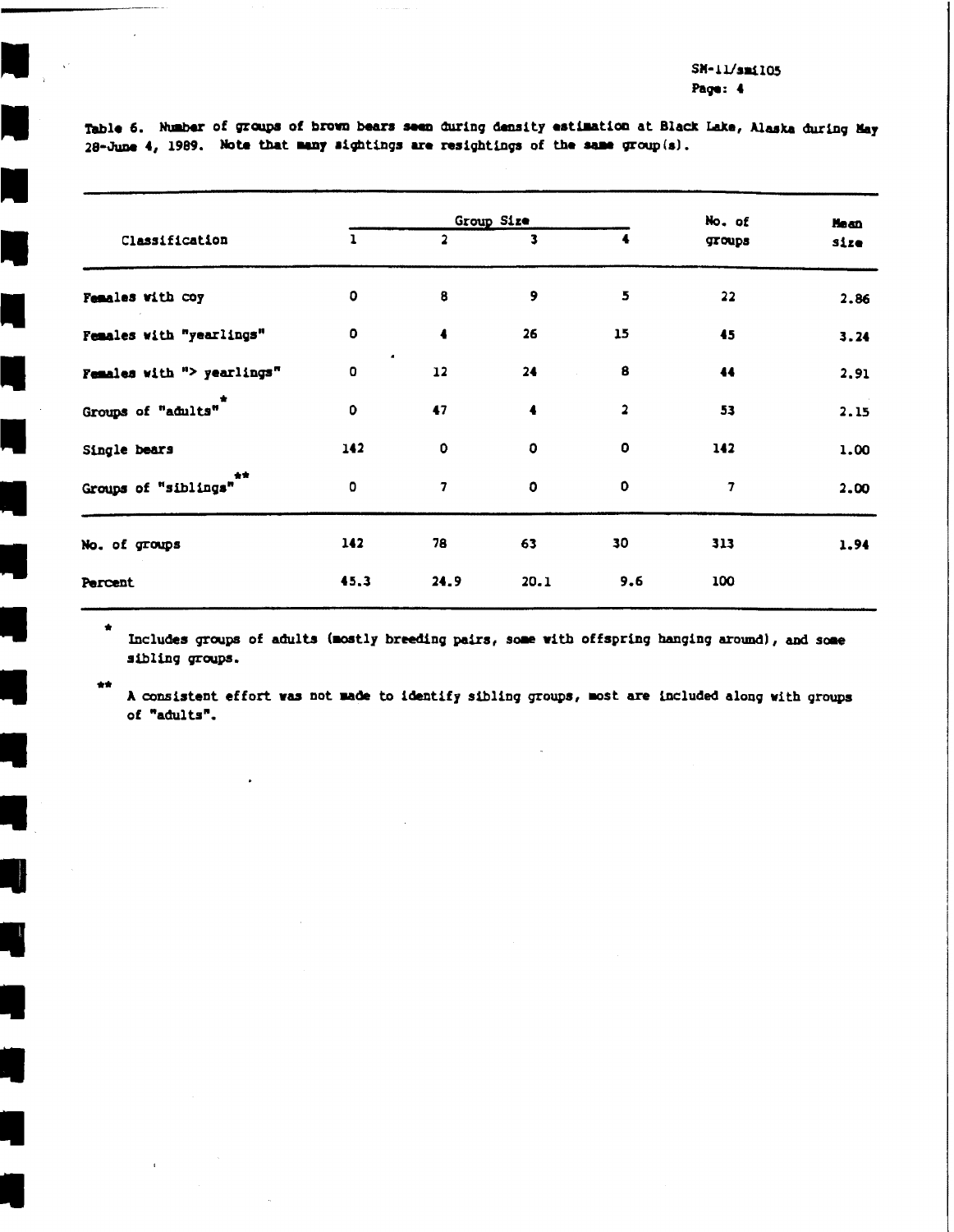Table 6. Number of groups of brown bears seen during density estimation at Black Lake, Alaska during May 28-June 4, 1989. Note that many sightings are resightings of the same group(s).

| Classification | Group Size | | | | No. of groups | Mean size |
|---|---|---|---|---|---|---|
| | 1 | 2 | 3 | 4 | | |
| Females with coy | 0 | 8 | 9 | 5 | 22 | 2.86 |
| Females with "yearlings" | 0 | 4 | 26 | 15 | 45 | 3.24 |
| Females with "> yearlings" | 0 | 12 | 24 | 8 | 44 | 2.91 |
| Groups of "adults"* | 0 | 47 | 4 | 2 | 53 | 2.15 |
| Single bears | 142 | 0 | 0 | 0 | 142 | 1.00 |
| Groups of "siblings"** | 0 | 7 | 0 | 0 | 7 | 2.00 |
| No. of groups | 142 | 78 | 63 | 30 | 313 | 1.94 |
| Percent | 45.3 | 24.9 | 20.1 | 9.6 | 100 | |

\* Includes groups of adults (mostly breeding pairs, some with offspring hanging around), and some sibling groups.

\*\* A consistent effort was not made to identify sibling groups, most are included along with groups of "adults".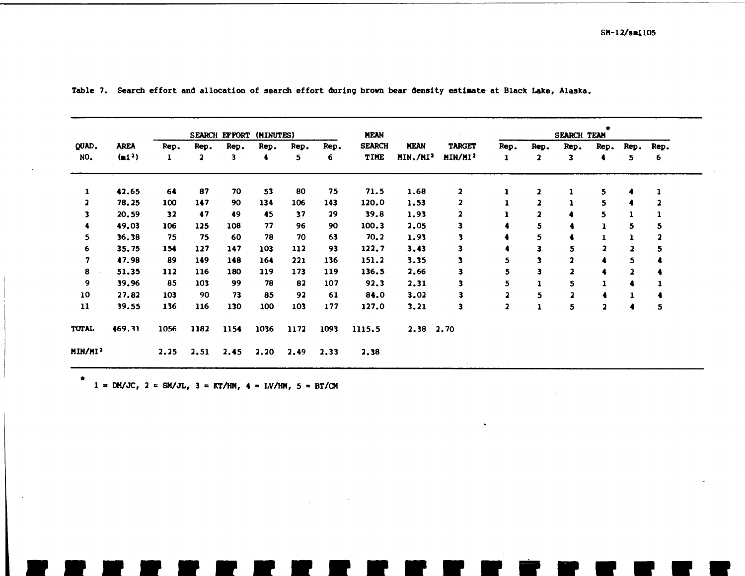Table 7. Search effort and allocation of search effort during brown bear density estimate at Black Lake, Alaska.

| QUAD. NO. | AREA ($mi^2$) | SEARCH EFFORT (MINUTES) Rep. 1 | Rep. 2 | Rep. 3 | Rep. 4 | Rep. 5 | Rep. 6 | MEAN SEARCH TIME | MEAN MIN./$MI^2$ | TARGET MIN/$MI^2$ | SEARCH TEAM* Rep. 1 | Rep. 2 | Rep. 3 | Rep. 4 | Rep. 5 | Rep. 6 |
|---|---|---|---|---|---|---|---|---|---|---|---|---|---|---|---|---|
| 1 | 42.65 | 64 | 87 | 70 | 53 | 80 | 75 | 71.5 | 1.68 | 2 | 1 | 2 | 1 | 5 | 4 | 1 |
| 2 | 78.25 | 100 | 147 | 90 | 134 | 106 | 143 | 120.0 | 1.53 | 2 | 1 | 2 | 1 | 5 | 4 | 2 |
| 3 | 20.59 | 32 | 47 | 49 | 45 | 37 | 29 | 39.8 | 1.93 | 2 | 1 | 2 | 4 | 5 | 1 | 1 |
| 4 | 49.03 | 106 | 125 | 108 | 77 | 96 | 90 | 100.3 | 2.05 | 3 | 4 | 5 | 4 | 1 | 5 | 5 |
| 5 | 36.38 | 75 | 75 | 60 | 78 | 70 | 63 | 70.2 | 1.93 | 3 | 4 | 5 | 4 | 1 | 1 | 2 |
| 6 | 35.75 | 154 | 127 | 147 | 103 | 112 | 93 | 122.7 | 3.43 | 3 | 4 | 3 | 5 | 2 | 2 | 5 |
| 7 | 47.98 | 89 | 149 | 148 | 164 | 221 | 136 | 151.2 | 3.35 | 3 | 5 | 3 | 2 | 4 | 5 | 4 |
| 8 | 51.35 | 112 | 116 | 180 | 119 | 173 | 119 | 136.5 | 2.66 | 3 | 5 | 3 | 2 | 4 | 2 | 4 |
| 9 | 39.96 | 85 | 103 | 99 | 78 | 82 | 107 | 92.3 | 2.31 | 3 | 5 | 1 | 5 | 1 | 4 | 1 |
| 10 | 27.82 | 103 | 90 | 73 | 85 | 92 | 61 | 84.0 | 3.02 | 3 | 2 | 5 | 2 | 4 | 1 | 4 |
| 11 | 39.55 | 136 | 116 | 130 | 100 | 103 | 177 | 127.0 | 3.21 | 3 | 2 | 1 | 5 | 2 | 4 | 5 |
| TOTAL | 469.31 | 1056 | 1182 | 1154 | 1036 | 1172 | 1093 | 1115.5 | 2.38 | 2.70 | | | | | | |
| MIN/$MI^2$ | | 2.25 | 2.51 | 2.45 | 2.20 | 2.49 | 2.33 | 2.38 | | | | | | | | |

* 1 = DM/JC, 2 = SM/JL, 3 = KT/HM, 4 = LV/HM, 5 = BT/CM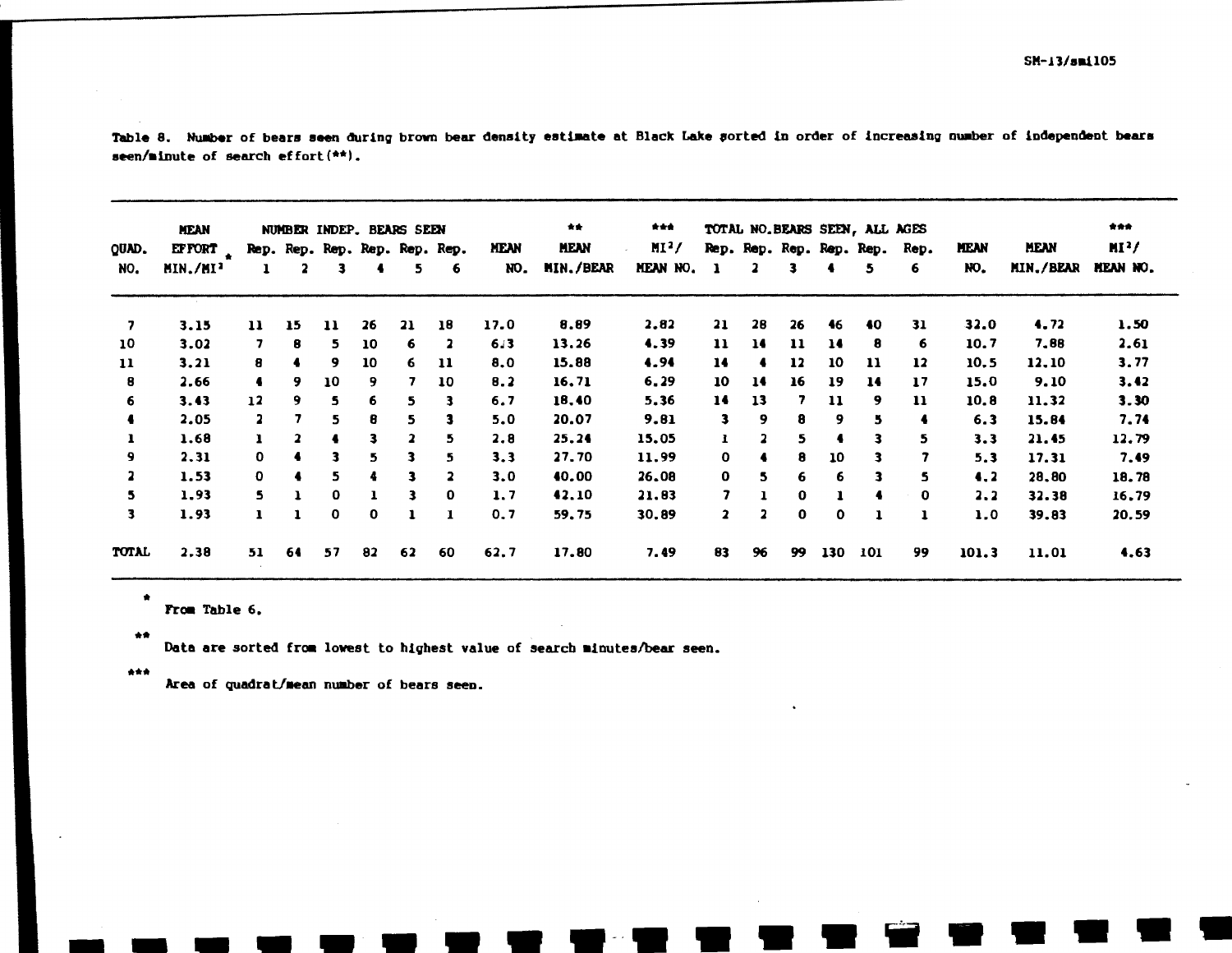Table 8. Number of bears seen during brown bear density estimate at Black Lake sorted in order of increasing number of independent bears seen/minute of search effort(**).

| QUAD. NO. | MEAN EFFORT * MIN./MI² | NUMBER INDEP. BEARS SEEN Rep. 1 | Rep. 2 | Rep. 3 | Rep. 4 | Rep. 5 | Rep. 6 | MEAN NO. | ** MEAN MIN./BEAR | *** MI²/ MEAN NO. | TOTAL NO. BEARS SEEN, ALL AGES Rep. 1 | Rep. 2 | Rep. 3 | Rep. 4 | Rep. 5 | Rep. 6 | MEAN NO. | MEAN MIN./BEAR | *** MI²/ MEAN NO. |
|---|---|---|---|---|---|---|---|---|---|---|---|---|---|---|---|---|---|---|---|
| 7 | 3.15 | 11 | 15 | 11 | 26 | 21 | 18 | 17.0 | 8.89 | 2.82 | 21 | 28 | 26 | 46 | 40 | 31 | 32.0 | 4.72 | 1.50 |
| 10 | 3.02 | 7 | 8 | 5 | 10 | 6 | 2 | 6.3 | 13.26 | 4.39 | 11 | 14 | 11 | 14 | 8 | 6 | 10.7 | 7.88 | 2.61 |
| 11 | 3.21 | 8 | 4 | 9 | 10 | 6 | 11 | 8.0 | 15.88 | 4.94 | 14 | 4 | 12 | 10 | 11 | 12 | 10.5 | 12.10 | 3.77 |
| 8 | 2.66 | 4 | 9 | 10 | 9 | 7 | 10 | 8.2 | 16.71 | 6.29 | 10 | 14 | 16 | 19 | 14 | 17 | 15.0 | 9.10 | 3.42 |
| 6 | 3.43 | 12 | 9 | 5 | 6 | 5 | 3 | 6.7 | 18.40 | 5.36 | 14 | 13 | 7 | 11 | 9 | 11 | 10.8 | 11.32 | 3.30 |
| 4 | 2.05 | 2 | 7 | 5 | 8 | 5 | 3 | 5.0 | 20.07 | 9.81 | 3 | 9 | 8 | 9 | 5 | 4 | 6.3 | 15.84 | 7.74 |
| 1 | 1.68 | 1 | 2 | 4 | 3 | 2 | 5 | 2.8 | 25.24 | 15.05 | 1 | 2 | 5 | 4 | 3 | 5 | 3.3 | 21.45 | 12.79 |
| 9 | 2.31 | 0 | 4 | 3 | 5 | 3 | 5 | 3.3 | 27.70 | 11.99 | 0 | 4 | 8 | 10 | 3 | 7 | 5.3 | 17.31 | 7.49 |
| 2 | 1.53 | 0 | 4 | 5 | 4 | 3 | 2 | 3.0 | 40.00 | 26.08 | 0 | 5 | 6 | 6 | 3 | 5 | 4.2 | 28.80 | 18.78 |
| 5 | 1.93 | 5 | 1 | 0 | 1 | 3 | 0 | 1.7 | 42.10 | 21.83 | 7 | 1 | 0 | 1 | 4 | 0 | 2.2 | 32.38 | 16.79 |
| 3 | 1.93 | 1 | 1 | 0 | 0 | 1 | 1 | 0.7 | 59.75 | 30.89 | 2 | 2 | 0 | 0 | 1 | 1 | 1.0 | 39.83 | 20.59 |
| TOTAL | 2.38 | 51 | 64 | 57 | 82 | 62 | 60 | 62.7 | 17.80 | 7.49 | 83 | 96 | 99 | 130 | 101 | 99 | 101.3 | 11.01 | 4.63 |

\* From Table 6.

\** Data are sorted from lowest to highest value of search minutes/bear seen.

\*** Area of quadrat/mean number of bears seen.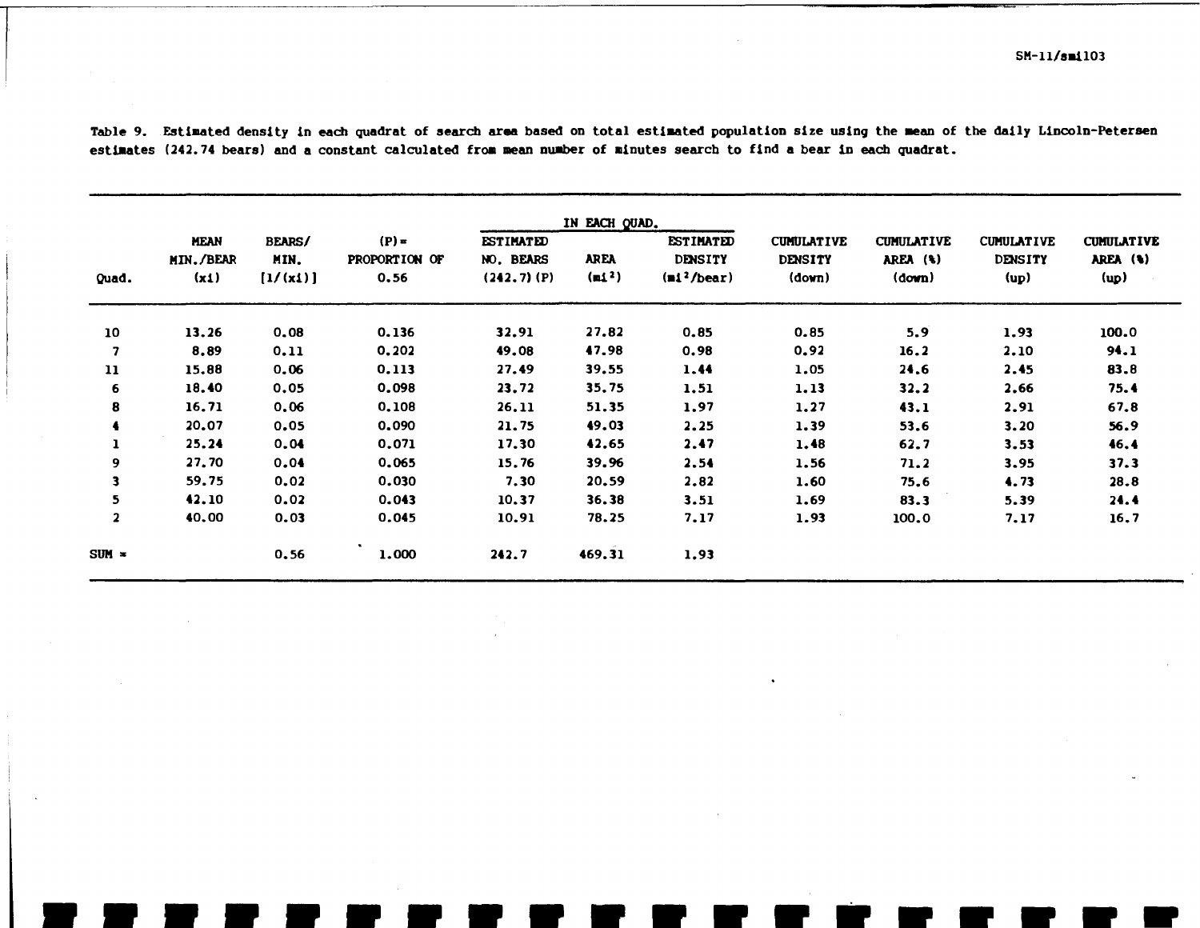Table 9. Estimated density in each quadrat of search area based on total estimated population size using the mean of the daily Lincoln-Petersen estimates (242.74 bears) and a constant calculated from mean number of minutes search to find a bear in each quadrat.

| Quad. | MEAN MIN./BEAR (xi) | BEARS/ MIN. [1/(xi)] | (P)= PROPORTION OF 0.56 | IN EACH QUAD. ESTIMATED NO. BEARS (242.7)(P) | AREA ($mi^2$) | ESTIMATED DENSITY ($mi^2$/bear) | CUMULATIVE DENSITY (down) | CUMULATIVE AREA (%) (down) | CUMULATIVE DENSITY (up) | CUMULATIVE AREA (%) (up) |
|---|---|---|---|---|---|---|---|---|---|---|
| 10 | 13.26 | 0.08 | 0.136 | 32.91 | 27.82 | 0.85 | 0.85 | 5.9 | 1.93 | 100.0 |
| 7 | 8.89 | 0.11 | 0.202 | 49.08 | 47.98 | 0.98 | 0.92 | 16.2 | 2.10 | 94.1 |
| 11 | 15.88 | 0.06 | 0.113 | 27.49 | 39.55 | 1.44 | 1.05 | 24.6 | 2.45 | 83.8 |
| 6 | 18.40 | 0.05 | 0.098 | 23.72 | 35.75 | 1.51 | 1.13 | 32.2 | 2.66 | 75.4 |
| 8 | 16.71 | 0.06 | 0.108 | 26.11 | 51.35 | 1.97 | 1.27 | 43.1 | 2.91 | 67.8 |
| 4 | 20.07 | 0.05 | 0.090 | 21.75 | 49.03 | 2.25 | 1.39 | 53.6 | 3.20 | 56.9 |
| 1 | 25.24 | 0.04 | 0.071 | 17.30 | 42.65 | 2.47 | 1.48 | 62.7 | 3.53 | 46.4 |
| 9 | 27.70 | 0.04 | 0.065 | 15.76 | 39.96 | 2.54 | 1.56 | 71.2 | 3.95 | 37.3 |
| 3 | 59.75 | 0.02 | 0.030 | 7.30 | 20.59 | 2.82 | 1.60 | 75.6 | 4.73 | 28.8 |
| 5 | 42.10 | 0.02 | 0.043 | 10.37 | 36.38 | 3.51 | 1.69 | 83.3 | 5.39 | 24.4 |
| 2 | 40.00 | 0.03 | 0.045 | 10.91 | 78.25 | 7.17 | 1.93 | 100.0 | 7.17 | 16.7 |
| SUM = | | 0.56 | 1.000 | 242.7 | 469.31 | 1.93 | | | | |